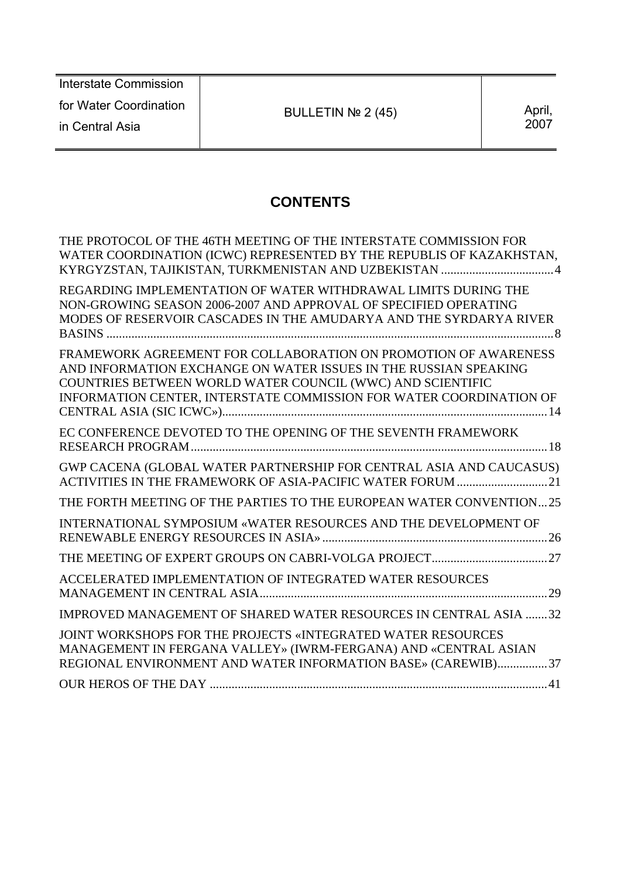| Interstate Commission for Water Coordination in Central Asia | BULLETIN № 2 (45) | April, 2007 |
|---|---|---|

# CONTENTS

THE PROTOCOL OF THE 46TH MEETING OF THE INTERSTATE COMMISSION FOR WATER COORDINATION (ICWC) REPRESENTED BY THE REPUBLIS OF KAZAKHSTAN, KYRGYZSTAN, TAJIKISTAN, TURKMENISTAN AND UZBEKISTAN .................................... 4

REGARDING IMPLEMENTATION OF WATER WITHDRAWAL LIMITS DURING THE NON-GROWING SEASON 2006-2007 AND APPROVAL OF SPECIFIED OPERATING MODES OF RESERVOIR CASCADES IN THE AMUDARYA AND THE SYRDARYA RIVER BASINS ................................................................................................................................ 8

FRAMEWORK AGREEMENT FOR COLLABORATION ON PROMOTION OF AWARENESS AND INFORMATION EXCHANGE ON WATER ISSUES IN THE RUSSIAN SPEAKING COUNTRIES BETWEEN WORLD WATER COUNCIL (WWC) AND SCIENTIFIC INFORMATION CENTER, INTERSTATE COMMISSION FOR WATER COORDINATION OF CENTRAL ASIA (SIC ICWC») ....................................................................................................... 14

EC CONFERENCE DEVOTED TO THE OPENING OF THE SEVENTH FRAMEWORK RESEARCH PROGRAM ................................................................................................................. 18

GWP CACENA (GLOBAL WATER PARTNERSHIP FOR CENTRAL ASIA AND CAUCASUS) ACTIVITIES IN THE FRAMEWORK OF ASIA-PACIFIC WATER FORUM ............................. 21

THE FORTH MEETING OF THE PARTIES TO THE EUROPEAN WATER CONVENTION ... 25

INTERNATIONAL SYMPOSIUM «WATER RESOURCES AND THE DEVELOPMENT OF RENEWABLE ENERGY RESOURCES IN ASIA» ........................................................................ 26

THE MEETING OF EXPERT GROUPS ON CABRI-VOLGA PROJECT ..................................... 27

ACCELERATED IMPLEMENTATION OF INTEGRATED WATER RESOURCES MANAGEMENT IN CENTRAL ASIA ............................................................................................ 29

IMPROVED MANAGEMENT OF SHARED WATER RESOURCES IN CENTRAL ASIA ....... 32

JOINT WORKSHOPS FOR THE PROJECTS «INTEGRATED WATER RESOURCES MANAGEMENT IN FERGANA VALLEY» (IWRM-FERGANA) AND «CENTRAL ASIAN REGIONAL ENVIRONMENT AND WATER INFORMATION BASE» (CAREWIB) ................ 37

OUR HEROS OF THE DAY ............................................................................................................ 41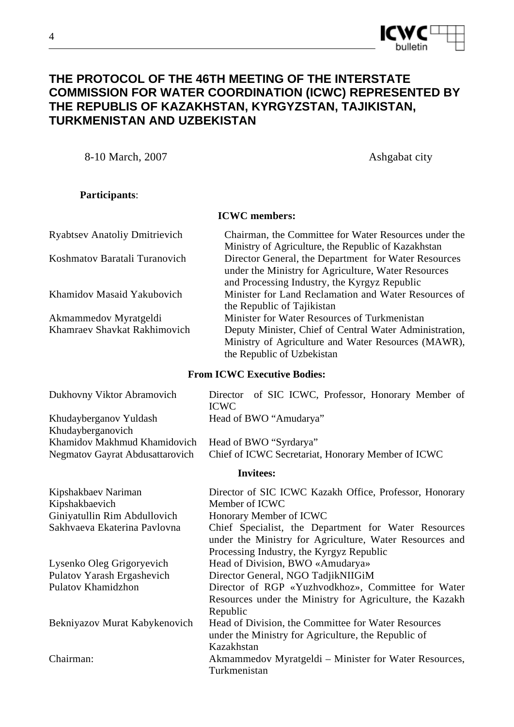# THE PROTOCOL OF THE 46TH MEETING OF THE INTERSTATE COMMISSION FOR WATER COORDINATION (ICWC) REPRESENTED BY THE REPUBLIS OF KAZAKHSTAN, KYRGYZSTAN, TAJIKISTAN, TURKMENISTAN AND UZBEKISTAN

8-10 March, 2007 — Ashgabat city

**Participants**:

**ICWC members:**

| | |
|---|---|
| Ryabtsev Anatoliy Dmitrievich | Chairman, the Committee for Water Resources under the Ministry of Agriculture, the Republic of Kazakhstan |
| Koshmatov Baratali Turanovich | Director General, the Department for Water Resources under the Ministry for Agriculture, Water Resources and Processing Industry, the Kyrgyz Republic |
| Khamidov Masaid Yakubovich | Minister for Land Reclamation and Water Resources of the Republic of Tajikistan |
| Akmammedov Myratgeldi | Minister for Water Resources of Turkmenistan |
| Khamraev Shavkat Rakhimovich | Deputy Minister, Chief of Central Water Administration, Ministry of Agriculture and Water Resources (MAWR), the Republic of Uzbekistan |

**From ICWC Executive Bodies:**

| | |
|---|---|
| Dukhovny Viktor Abramovich | Director of SIC ICWC, Professor, Honorary Member of ICWC |
| Khudayberganov Yuldash Khudayberganovich | Head of BWO "Amudarya" |
| Khamidov Makhmud Khamidovich | Head of BWO "Syrdarya" |
| Negmatov Gayrat Abdusattarovich | Chief of ICWC Secretariat, Honorary Member of ICWC |

**Invitees:**

| | |
|---|---|
| Kipshakbaev Nariman Kipshakbaevich | Director of SIC ICWC Kazakh Office, Professor, Honorary Member of ICWC |
| Giniyatullin Rim Abdullovich | Honorary Member of ICWC |
| Sakhvaeva Ekaterina Pavlovna | Chief Specialist, the Department for Water Resources under the Ministry for Agriculture, Water Resources and Processing Industry, the Kyrgyz Republic |
| Lysenko Oleg Grigoryevich | Head of Division, BWO «Amudarya» |
| Pulatov Yarash Ergashevich | Director General, NGO TadjikNIIGiM |
| Pulatov Khamidzhon | Director of RGP «Yuzhvodkhoz», Committee for Water Resources under the Ministry for Agriculture, the Kazakh Republic |
| Bekniyazov Murat Kabykenovich | Head of Division, the Committee for Water Resources under the Ministry for Agriculture, the Republic of Kazakhstan |
| Chairman: | Akmammedov Myratgeldi – Minister for Water Resources, Turkmenistan |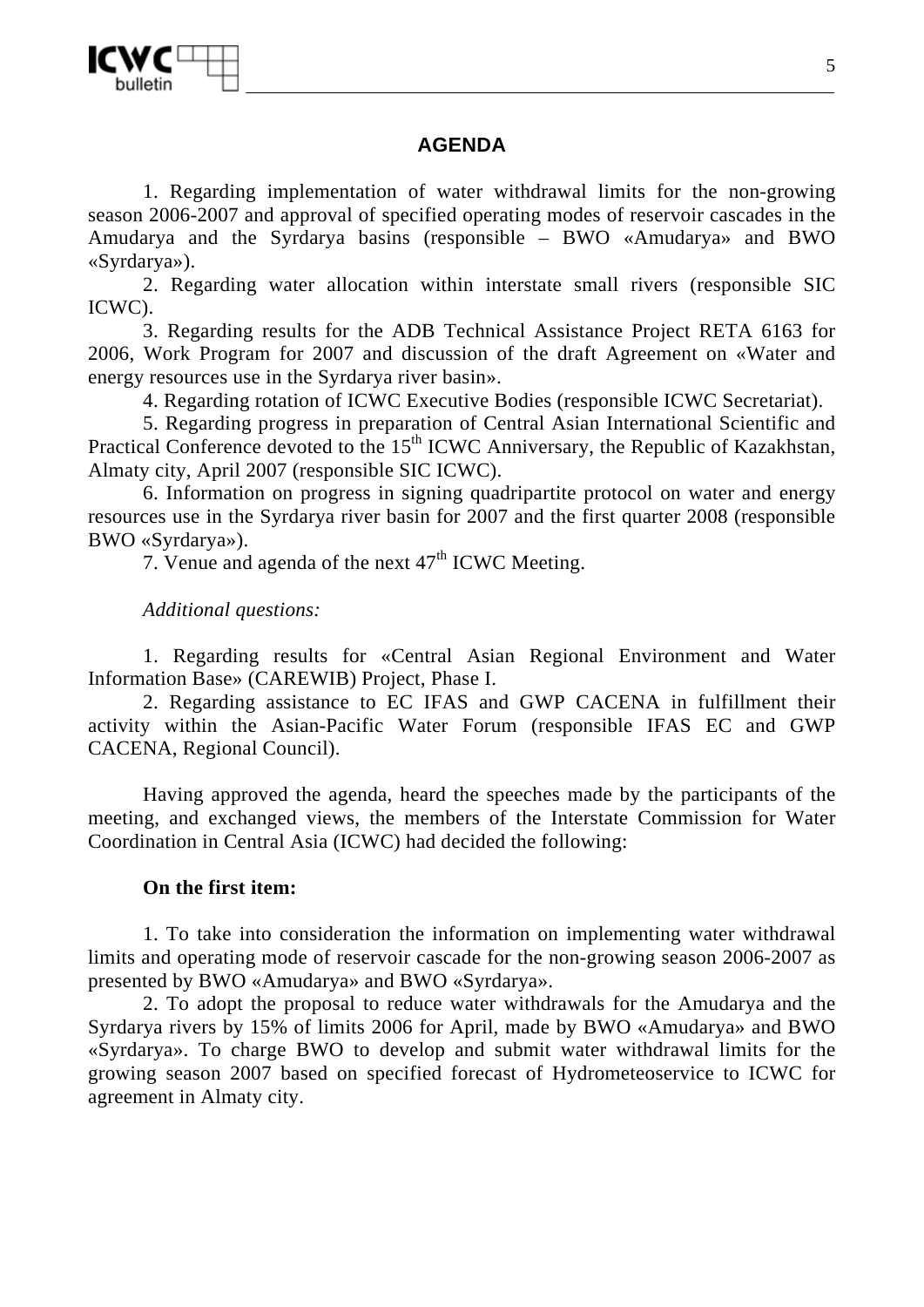## AGENDA

1. Regarding implementation of water withdrawal limits for the non-growing season 2006-2007 and approval of specified operating modes of reservoir cascades in the Amudarya and the Syrdarya basins (responsible – BWO «Amudarya» and BWO «Syrdarya»).

2. Regarding water allocation within interstate small rivers (responsible SIC ICWC).

3. Regarding results for the ADB Technical Assistance Project RETA 6163 for 2006, Work Program for 2007 and discussion of the draft Agreement on «Water and energy resources use in the Syrdarya river basin».

4. Regarding rotation of ICWC Executive Bodies (responsible ICWC Secretariat).

5. Regarding progress in preparation of Central Asian International Scientific and Practical Conference devoted to the 15th ICWC Anniversary, the Republic of Kazakhstan, Almaty city, April 2007 (responsible SIC ICWC).

6. Information on progress in signing quadripartite protocol on water and energy resources use in the Syrdarya river basin for 2007 and the first quarter 2008 (responsible BWO «Syrdarya»).

7. Venue and agenda of the next 47th ICWC Meeting.

*Additional questions:*

1. Regarding results for «Central Asian Regional Environment and Water Information Base» (CAREWIB) Project, Phase I.

2. Regarding assistance to EC IFAS and GWP CACENA in fulfillment their activity within the Asian-Pacific Water Forum (responsible IFAS EC and GWP CACENA, Regional Council).

Having approved the agenda, heard the speeches made by the participants of the meeting, and exchanged views, the members of the Interstate Commission for Water Coordination in Central Asia (ICWC) had decided the following:

**On the first item:**

1. To take into consideration the information on implementing water withdrawal limits and operating mode of reservoir cascade for the non-growing season 2006-2007 as presented by BWO «Amudarya» and BWO «Syrdarya».

2. To adopt the proposal to reduce water withdrawals for the Amudarya and the Syrdarya rivers by 15% of limits 2006 for April, made by BWO «Amudarya» and BWO «Syrdarya». To charge BWO to develop and submit water withdrawal limits for the growing season 2007 based on specified forecast of Hydrometeoservice to ICWC for agreement in Almaty city.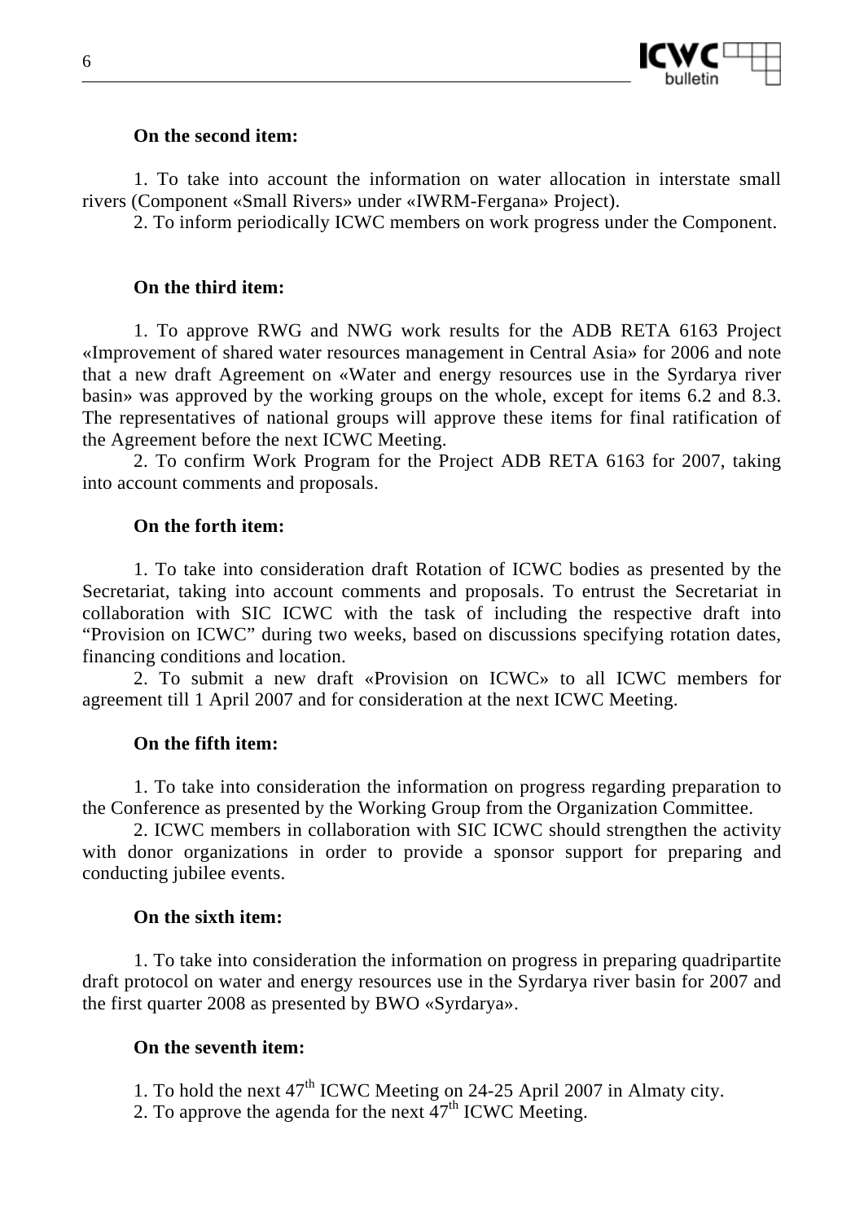**On the second item:**

1. To take into account the information on water allocation in interstate small rivers (Component «Small Rivers» under «IWRM-Fergana» Project).
2. To inform periodically ICWC members on work progress under the Component.

**On the third item:**

1. To approve RWG and NWG work results for the ADB RETA 6163 Project «Improvement of shared water resources management in Central Asia» for 2006 and note that a new draft Agreement on «Water and energy resources use in the Syrdarya river basin» was approved by the working groups on the whole, except for items 6.2 and 8.3. The representatives of national groups will approve these items for final ratification of the Agreement before the next ICWC Meeting.
2. To confirm Work Program for the Project ADB RETA 6163 for 2007, taking into account comments and proposals.

**On the forth item:**

1. To take into consideration draft Rotation of ICWC bodies as presented by the Secretariat, taking into account comments and proposals. To entrust the Secretariat in collaboration with SIC ICWC with the task of including the respective draft into "Provision on ICWC" during two weeks, based on discussions specifying rotation dates, financing conditions and location.
2. To submit a new draft «Provision on ICWC» to all ICWC members for agreement till 1 April 2007 and for consideration at the next ICWC Meeting.

**On the fifth item:**

1. To take into consideration the information on progress regarding preparation to the Conference as presented by the Working Group from the Organization Committee.
2. ICWC members in collaboration with SIC ICWC should strengthen the activity with donor organizations in order to provide a sponsor support for preparing and conducting jubilee events.

**On the sixth item:**

1. To take into consideration the information on progress in preparing quadripartite draft protocol on water and energy resources use in the Syrdarya river basin for 2007 and the first quarter 2008 as presented by BWO «Syrdarya».

**On the seventh item:**

1. To hold the next 47th ICWC Meeting on 24-25 April 2007 in Almaty city.
2. To approve the agenda for the next 47th ICWC Meeting.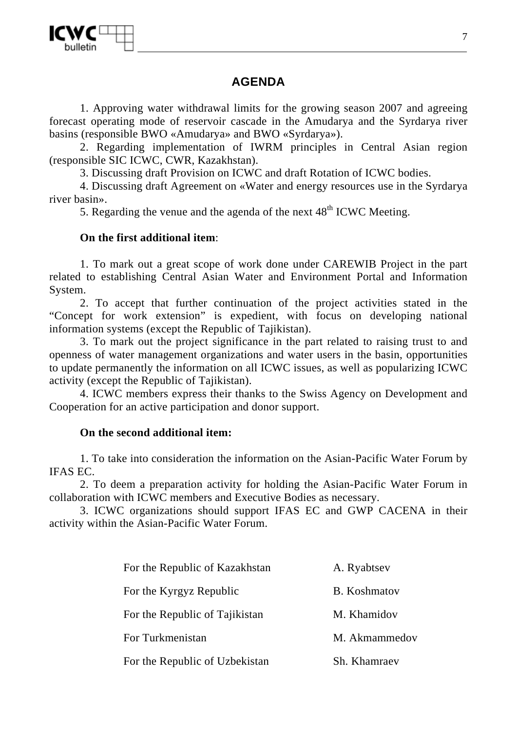## AGENDA

1. Approving water withdrawal limits for the growing season 2007 and agreeing forecast operating mode of reservoir cascade in the Amudarya and the Syrdarya river basins (responsible BWO «Amudarya» and BWO «Syrdarya»).
2. Regarding implementation of IWRM principles in Central Asian region (responsible SIC ICWC, CWR, Kazakhstan).
3. Discussing draft Provision on ICWC and draft Rotation of ICWC bodies.
4. Discussing draft Agreement on «Water and energy resources use in the Syrdarya river basin».
5. Regarding the venue and the agenda of the next 48th ICWC Meeting.

**On the first additional item**:

1. To mark out a great scope of work done under CAREWIB Project in the part related to establishing Central Asian Water and Environment Portal and Information System.
2. To accept that further continuation of the project activities stated in the "Concept for work extension" is expedient, with focus on developing national information systems (except the Republic of Tajikistan).
3. To mark out the project significance in the part related to raising trust to and openness of water management organizations and water users in the basin, opportunities to update permanently the information on all ICWC issues, as well as popularizing ICWC activity (except the Republic of Tajikistan).
4. ICWC members express their thanks to the Swiss Agency on Development and Cooperation for an active participation and donor support.

**On the second additional item:**

1. To take into consideration the information on the Asian-Pacific Water Forum by IFAS EC.
2. To deem a preparation activity for holding the Asian-Pacific Water Forum in collaboration with ICWC members and Executive Bodies as necessary.
3. ICWC organizations should support IFAS EC and GWP CACENA in their activity within the Asian-Pacific Water Forum.

| | |
|---|---|
| For the Republic of Kazakhstan | A. Ryabtsev |
| For the Kyrgyz Republic | B. Koshmatov |
| For the Republic of Tajikistan | M. Khamidov |
| For Turkmenistan | M. Akmammedov |
| For the Republic of Uzbekistan | Sh. Khamraev |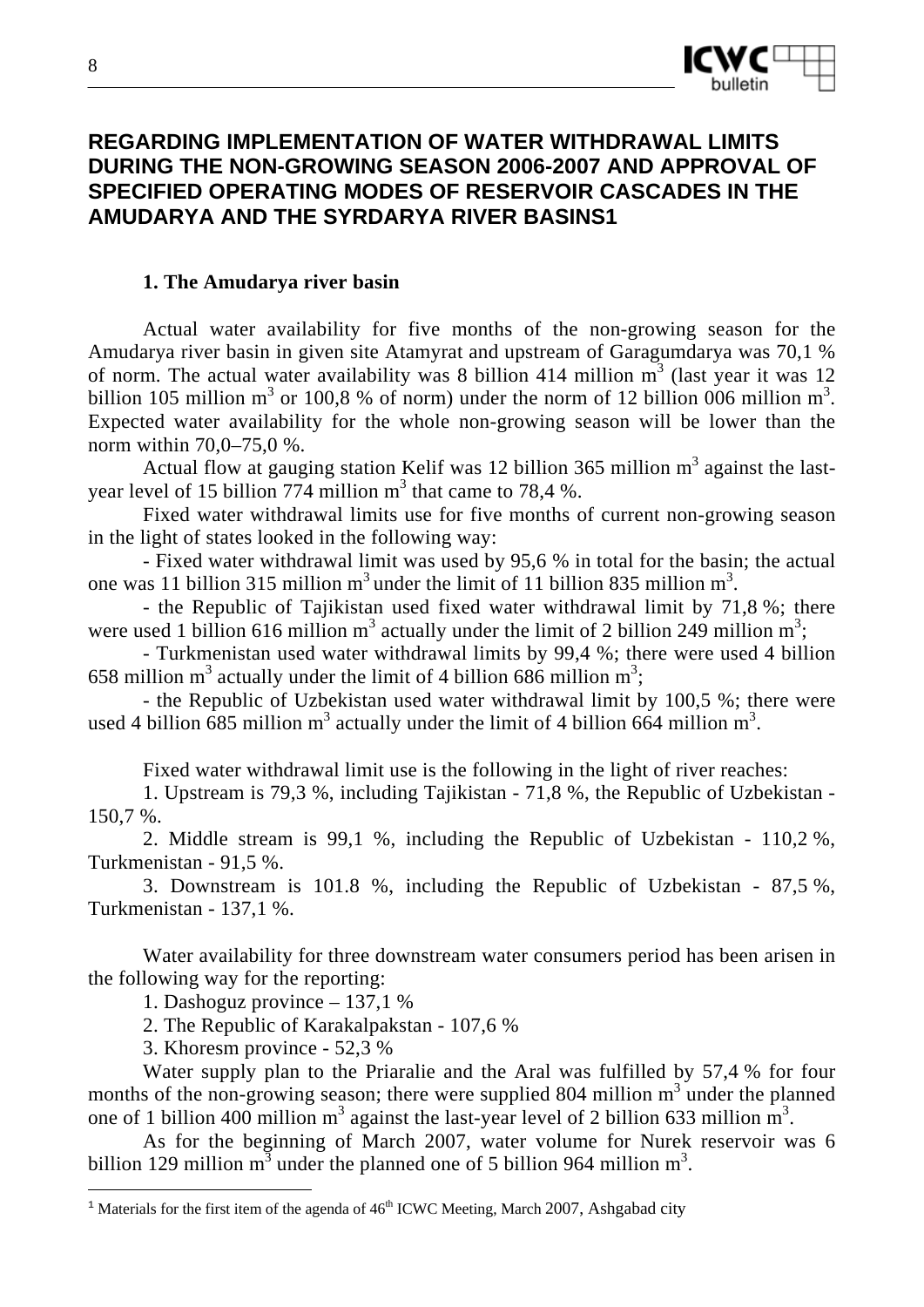## REGARDING IMPLEMENTATION OF WATER WITHDRAWAL LIMITS DURING THE NON-GROWING SEASON 2006-2007 AND APPROVAL OF SPECIFIED OPERATING MODES OF RESERVOIR CASCADES IN THE AMUDARYA AND THE SYRDARYA RIVER BASINS[1]

**1. The Amudarya river basin**

Actual water availability for five months of the non-growing season for the Amudarya river basin in given site Atamyrat and upstream of Garagumdarya was 70,1 % of norm. The actual water availability was 8 billion 414 million $m^3$ (last year it was 12 billion 105 million $m^3$ or 100,8 % of norm) under the norm of 12 billion 006 million $m^3$. Expected water availability for the whole non-growing season will be lower than the norm within 70,0–75,0 %.

Actual flow at gauging station Kelif was 12 billion 365 million $m^3$ against the last-year level of 15 billion 774 million $m^3$ that came to 78,4 %.

Fixed water withdrawal limits use for five months of current non-growing season in the light of states looked in the following way:

- Fixed water withdrawal limit was used by 95,6 % in total for the basin; the actual one was 11 billion 315 million $m^3$ under the limit of 11 billion 835 million $m^3$.
- the Republic of Tajikistan used fixed water withdrawal limit by 71,8 %; there were used 1 billion 616 million $m^3$ actually under the limit of 2 billion 249 million $m^3$;
- Turkmenistan used water withdrawal limits by 99,4 %; there were used 4 billion 658 million $m^3$ actually under the limit of 4 billion 686 million $m^3$;
- the Republic of Uzbekistan used water withdrawal limit by 100,5 %; there were used 4 billion 685 million $m^3$ actually under the limit of 4 billion 664 million $m^3$.

Fixed water withdrawal limit use is the following in the light of river reaches:

1. Upstream is 79,3 %, including Tajikistan - 71,8 %, the Republic of Uzbekistan - 150,7 %.
2. Middle stream is 99,1 %, including the Republic of Uzbekistan - 110,2 %, Turkmenistan - 91,5 %.
3. Downstream is 101.8 %, including the Republic of Uzbekistan - 87,5 %, Turkmenistan - 137,1 %.

Water availability for three downstream water consumers period has been arisen in the following way for the reporting:

1. Dashoguz province – 137,1 %
2. The Republic of Karakalpakstan - 107,6 %
3. Khoresm province - 52,3 %

Water supply plan to the Priaralie and the Aral was fulfilled by 57,4 % for four months of the non-growing season; there were supplied 804 million $m^3$ under the planned one of 1 billion 400 million $m^3$ against the last-year level of 2 billion 633 million $m^3$.

As for the beginning of March 2007, water volume for Nurek reservoir was 6 billion 129 million $m^3$ under the planned one of 5 billion 964 million $m^3$.

---

[1] Materials for the first item of the agenda of 46th ICWC Meeting, March 2007, Ashgabad city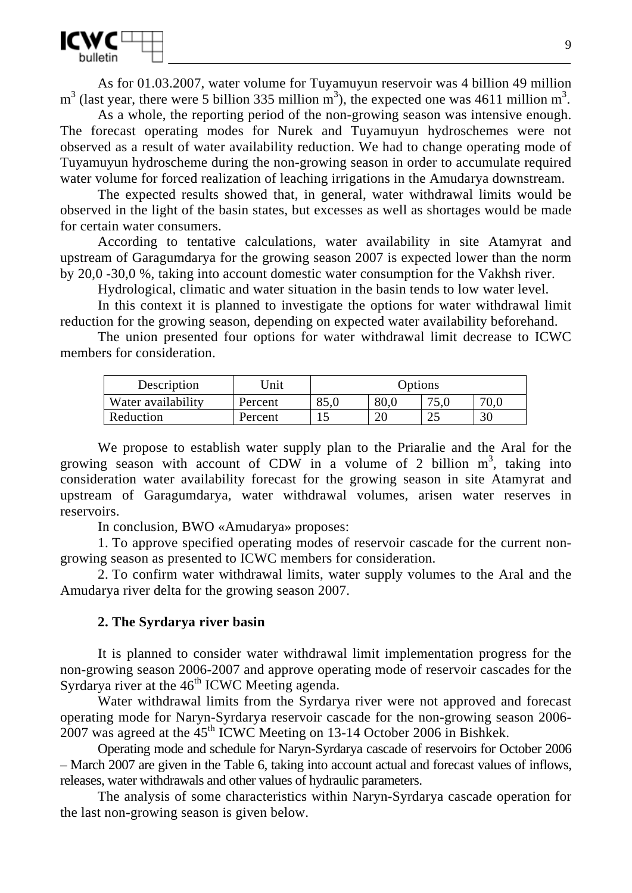As for 01.03.2007, water volume for Tuyamuyun reservoir was 4 billion 49 million $m^3$ (last year, there were 5 billion 335 million $m^3$), the expected one was 4611 million $m^3$.

As a whole, the reporting period of the non-growing season was intensive enough. The forecast operating modes for Nurek and Tuyamuyun hydroschemes were not observed as a result of water availability reduction. We had to change operating mode of Tuyamuyun hydroscheme during the non-growing season in order to accumulate required water volume for forced realization of leaching irrigations in the Amudarya downstream.

The expected results showed that, in general, water withdrawal limits would be observed in the light of the basin states, but excesses as well as shortages would be made for certain water consumers.

According to tentative calculations, water availability in site Atamyrat and upstream of Garagumdarya for the growing season 2007 is expected lower than the norm by 20,0 -30,0 %, taking into account domestic water consumption for the Vakhsh river.

Hydrological, climatic and water situation in the basin tends to low water level.

In this context it is planned to investigate the options for water withdrawal limit reduction for the growing season, depending on expected water availability beforehand.

The union presented four options for water withdrawal limit decrease to ICWC members for consideration.

| Description | Unit | Options | | | |
|---|---|---|---|---|---|
| Water availability | Percent | 85,0 | 80,0 | 75,0 | 70,0 |
| Reduction | Percent | 15 | 20 | 25 | 30 |

We propose to establish water supply plan to the Priaralie and the Aral for the growing season with account of CDW in a volume of 2 billion $m^3$, taking into consideration water availability forecast for the growing season in site Atamyrat and upstream of Garagumdarya, water withdrawal volumes, arisen water reserves in reservoirs.

In conclusion, BWO «Amudarya» proposes:

1. To approve specified operating modes of reservoir cascade for the current non-growing season as presented to ICWC members for consideration.

2. To confirm water withdrawal limits, water supply volumes to the Aral and the Amudarya river delta for the growing season 2007.

### 2. The Syrdarya river basin

It is planned to consider water withdrawal limit implementation progress for the non-growing season 2006-2007 and approve operating mode of reservoir cascades for the Syrdarya river at the 46th ICWC Meeting agenda.

Water withdrawal limits from the Syrdarya river were not approved and forecast operating mode for Naryn-Syrdarya reservoir cascade for the non-growing season 2006-2007 was agreed at the 45th ICWC Meeting on 13-14 October 2006 in Bishkek.

Operating mode and schedule for Naryn-Syrdarya cascade of reservoirs for October 2006 – March 2007 are given in the Table 6, taking into account actual and forecast values of inflows, releases, water withdrawals and other values of hydraulic parameters.

The analysis of some characteristics within Naryn-Syrdarya cascade operation for the last non-growing season is given below.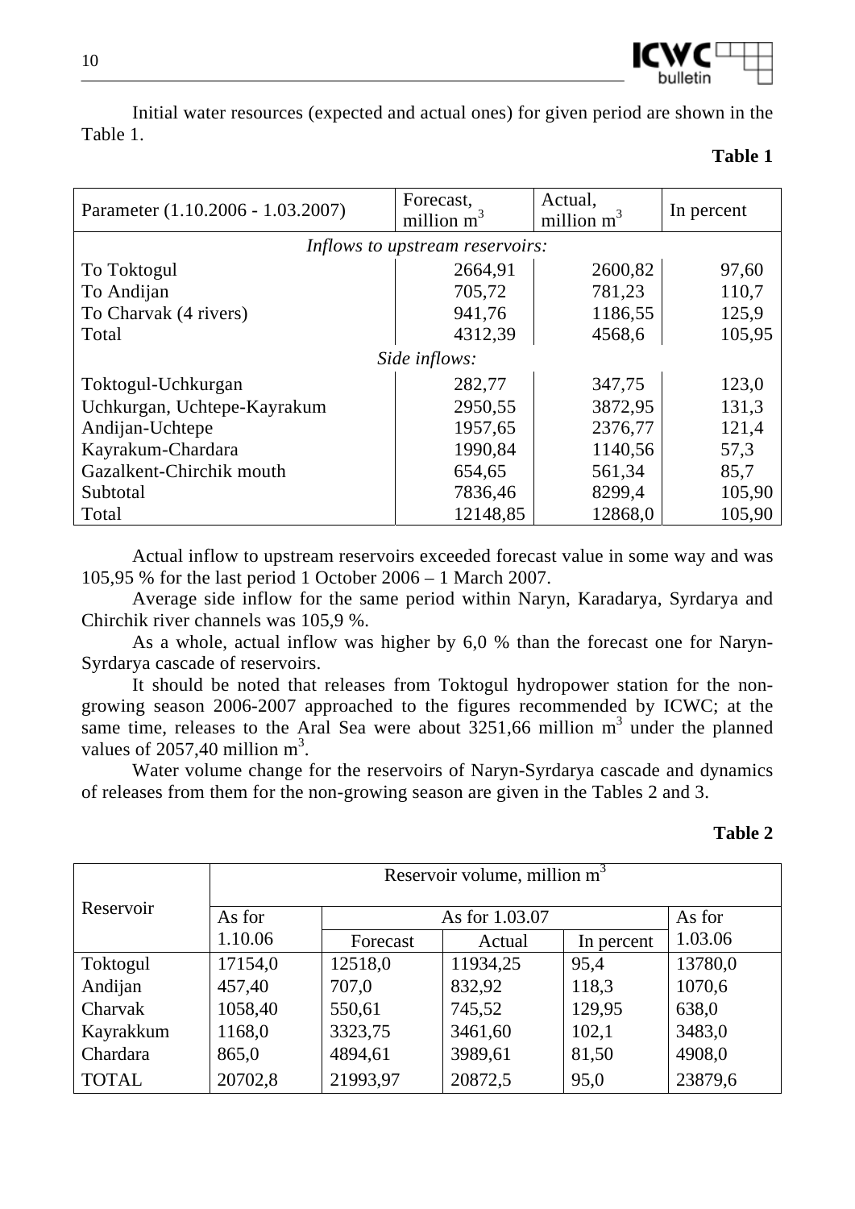Initial water resources (expected and actual ones) for given period are shown in the Table 1.

**Table 1**

| Parameter (1.10.2006 - 1.03.2007) | Forecast, million $m^3$ | Actual, million $m^3$ | In percent |
|---|---|---|---|
| *Inflows to upstream reservoirs:* | | | |
| To Toktogul | 2664,91 | 2600,82 | 97,60 |
| To Andijan | 705,72 | 781,23 | 110,7 |
| To Charvak (4 rivers) | 941,76 | 1186,55 | 125,9 |
| Total | 4312,39 | 4568,6 | 105,95 |
| *Side inflows:* | | | |
| Toktogul-Uchkurgan | 282,77 | 347,75 | 123,0 |
| Uchkurgan, Uchtepe-Kayrakum | 2950,55 | 3872,95 | 131,3 |
| Andijan-Uchtepe | 1957,65 | 2376,77 | 121,4 |
| Kayrakum-Chardara | 1990,84 | 1140,56 | 57,3 |
| Gazalkent-Chirchik mouth | 654,65 | 561,34 | 85,7 |
| Subtotal | 7836,46 | 8299,4 | 105,90 |
| Total | 12148,85 | 12868,0 | 105,90 |

Actual inflow to upstream reservoirs exceeded forecast value in some way and was 105,95 % for the last period 1 October 2006 – 1 March 2007.

Average side inflow for the same period within Naryn, Karadarya, Syrdarya and Chirchik river channels was 105,9 %.

As a whole, actual inflow was higher by 6,0 % than the forecast one for Naryn-Syrdarya cascade of reservoirs.

It should be noted that releases from Toktogul hydropower station for the non-growing season 2006-2007 approached to the figures recommended by ICWC; at the same time, releases to the Aral Sea were about 3251,66 million $m^3$ under the planned values of 2057,40 million $m^3$.

Water volume change for the reservoirs of Naryn-Syrdarya cascade and dynamics of releases from them for the non-growing season are given in the Tables 2 and 3.

**Table 2**

| Reservoir | Reservoir volume, million $m^3$ | | | | |
|---|---|---|---|---|---|
| | As for 1.10.06 | As for 1.03.07 | | | As for 1.03.06 |
| | | Forecast | Actual | In percent | |
| Toktogul | 17154,0 | 12518,0 | 11934,25 | 95,4 | 13780,0 |
| Andijan | 457,40 | 707,0 | 832,92 | 118,3 | 1070,6 |
| Charvak | 1058,40 | 550,61 | 745,52 | 129,95 | 638,0 |
| Kayrakkum | 1168,0 | 3323,75 | 3461,60 | 102,1 | 3483,0 |
| Chardara | 865,0 | 4894,61 | 3989,61 | 81,50 | 4908,0 |
| TOTAL | 20702,8 | 21993,97 | 20872,5 | 95,0 | 23879,6 |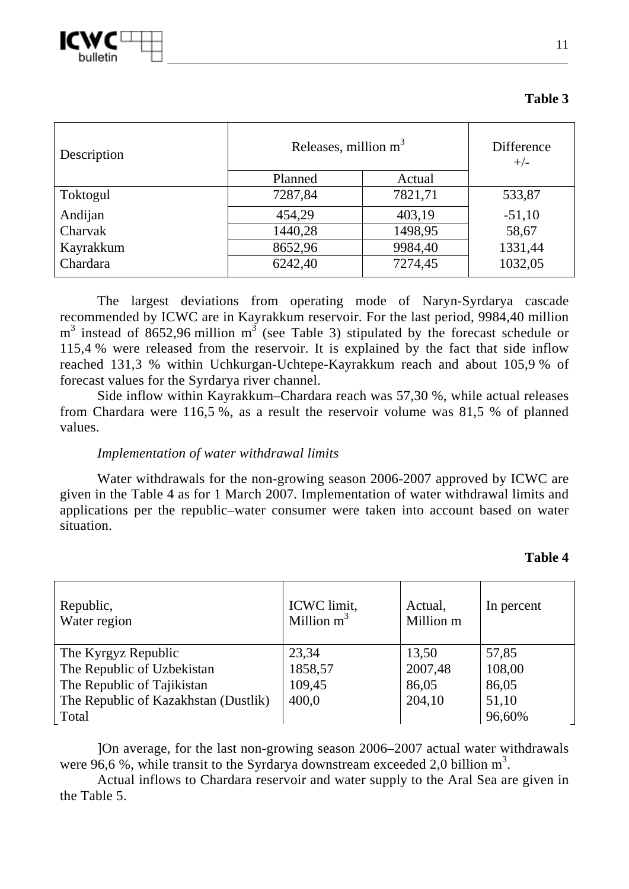**Table 3**

| Description | Releases, million $m^3$ | | Difference +/- |
|---|---|---|---|
| | Planned | Actual | |
| Toktogul | 7287,84 | 7821,71 | 533,87 |
| Andijan | 454,29 | 403,19 | -51,10 |
| Charvak | 1440,28 | 1498,95 | 58,67 |
| Kayrakkum | 8652,96 | 9984,40 | 1331,44 |
| Chardara | 6242,40 | 7274,45 | 1032,05 |

The largest deviations from operating mode of Naryn-Syrdarya cascade recommended by ICWC are in Kayrakkum reservoir. For the last period, 9984,40 million $m^3$ instead of 8652,96 million $m^3$ (see Table 3) stipulated by the forecast schedule or 115,4 % were released from the reservoir. It is explained by the fact that side inflow reached 131,3 % within Uchkurgan-Uchtepe-Kayrakkum reach and about 105,9 % of forecast values for the Syrdarya river channel.

Side inflow within Kayrakkum–Chardara reach was 57,30 %, while actual releases from Chardara were 116,5 %, as a result the reservoir volume was 81,5 % of planned values.

*Implementation of water withdrawal limits*

Water withdrawals for the non-growing season 2006-2007 approved by ICWC are given in the Table 4 as for 1 March 2007. Implementation of water withdrawal limits and applications per the republic–water consumer were taken into account based on water situation.

**Table 4**

| Republic, Water region | ICWC limit, Million $m^3$ | Actual, Million m | In percent |
|---|---|---|---|
| The Kyrgyz Republic | 23,34 | 13,50 | 57,85 |
| The Republic of Uzbekistan | 1858,57 | 2007,48 | 108,00 |
| The Republic of Tajikistan | 109,45 | 86,05 | 86,05 |
| The Republic of Kazakhstan (Dustlik) | 400,0 | 204,10 | 51,10 |
| Total | | | 96,60% |

]On average, for the last non-growing season 2006–2007 actual water withdrawals were 96,6 %, while transit to the Syrdarya downstream exceeded 2,0 billion $m^3$.

Actual inflows to Chardara reservoir and water supply to the Aral Sea are given in the Table 5.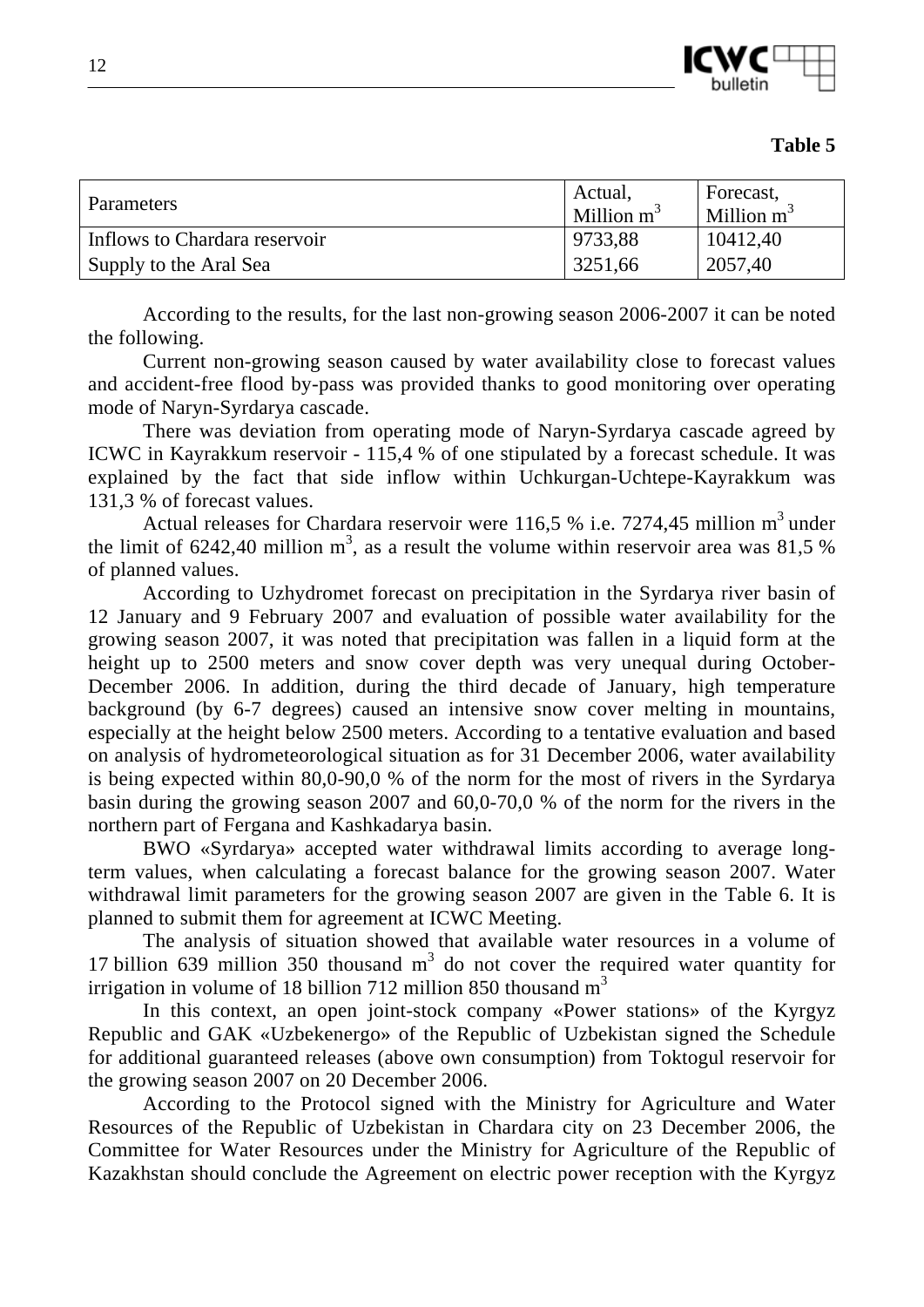**Table 5**

| Parameters | Actual, Million $m^3$ | Forecast, Million $m^3$ |
|---|---|---|
| Inflows to Chardara reservoir | 9733,88 | 10412,40 |
| Supply to the Aral Sea | 3251,66 | 2057,40 |

According to the results, for the last non-growing season 2006-2007 it can be noted the following.

Current non-growing season caused by water availability close to forecast values and accident-free flood by-pass was provided thanks to good monitoring over operating mode of Naryn-Syrdarya cascade.

There was deviation from operating mode of Naryn-Syrdarya cascade agreed by ICWC in Kayrakkum reservoir - 115,4 % of one stipulated by a forecast schedule. It was explained by the fact that side inflow within Uchkurgan-Uchtepe-Kayrakkum was 131,3 % of forecast values.

Actual releases for Chardara reservoir were 116,5 % i.e. 7274,45 million $m^3$ under the limit of 6242,40 million $m^3$, as a result the volume within reservoir area was 81,5 % of planned values.

According to Uzhydromet forecast on precipitation in the Syrdarya river basin of 12 January and 9 February 2007 and evaluation of possible water availability for the growing season 2007, it was noted that precipitation was fallen in a liquid form at the height up to 2500 meters and snow cover depth was very unequal during October-December 2006. In addition, during the third decade of January, high temperature background (by 6-7 degrees) caused an intensive snow cover melting in mountains, especially at the height below 2500 meters. According to a tentative evaluation and based on analysis of hydrometeorological situation as for 31 December 2006, water availability is being expected within 80,0-90,0 % of the norm for the most of rivers in the Syrdarya basin during the growing season 2007 and 60,0-70,0 % of the norm for the rivers in the northern part of Fergana and Kashkadarya basin.

BWO «Syrdarya» accepted water withdrawal limits according to average long-term values, when calculating a forecast balance for the growing season 2007. Water withdrawal limit parameters for the growing season 2007 are given in the Table 6. It is planned to submit them for agreement at ICWC Meeting.

The analysis of situation showed that available water resources in a volume of 17 billion 639 million 350 thousand $m^3$ do not cover the required water quantity for irrigation in volume of 18 billion 712 million 850 thousand $m^3$

In this context, an open joint-stock company «Power stations» of the Kyrgyz Republic and GAK «Uzbekenergo» of the Republic of Uzbekistan signed the Schedule for additional guaranteed releases (above own consumption) from Toktogul reservoir for the growing season 2007 on 20 December 2006.

According to the Protocol signed with the Ministry for Agriculture and Water Resources of the Republic of Uzbekistan in Chardara city on 23 December 2006, the Committee for Water Resources under the Ministry for Agriculture of the Republic of Kazakhstan should conclude the Agreement on electric power reception with the Kyrgyz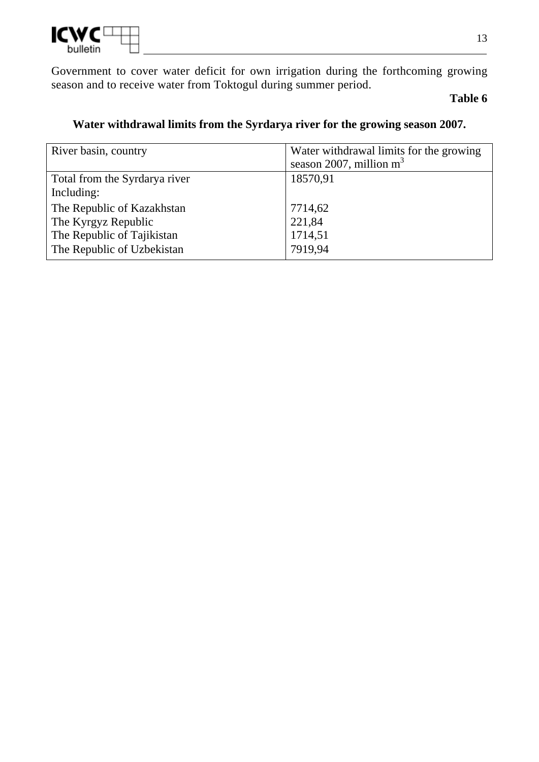Government to cover water deficit for own irrigation during the forthcoming growing season and to receive water from Toktogul during summer period.

**Table 6**

**Water withdrawal limits from the Syrdarya river for the growing season 2007.**

| River basin, country | Water withdrawal limits for the growing season 2007, million $m^3$ |
|---|---|
| Total from the Syrdarya river | 18570,91 |
| Including: | |
| The Republic of Kazakhstan | 7714,62 |
| The Kyrgyz Republic | 221,84 |
| The Republic of Tajikistan | 1714,51 |
| The Republic of Uzbekistan | 7919,94 |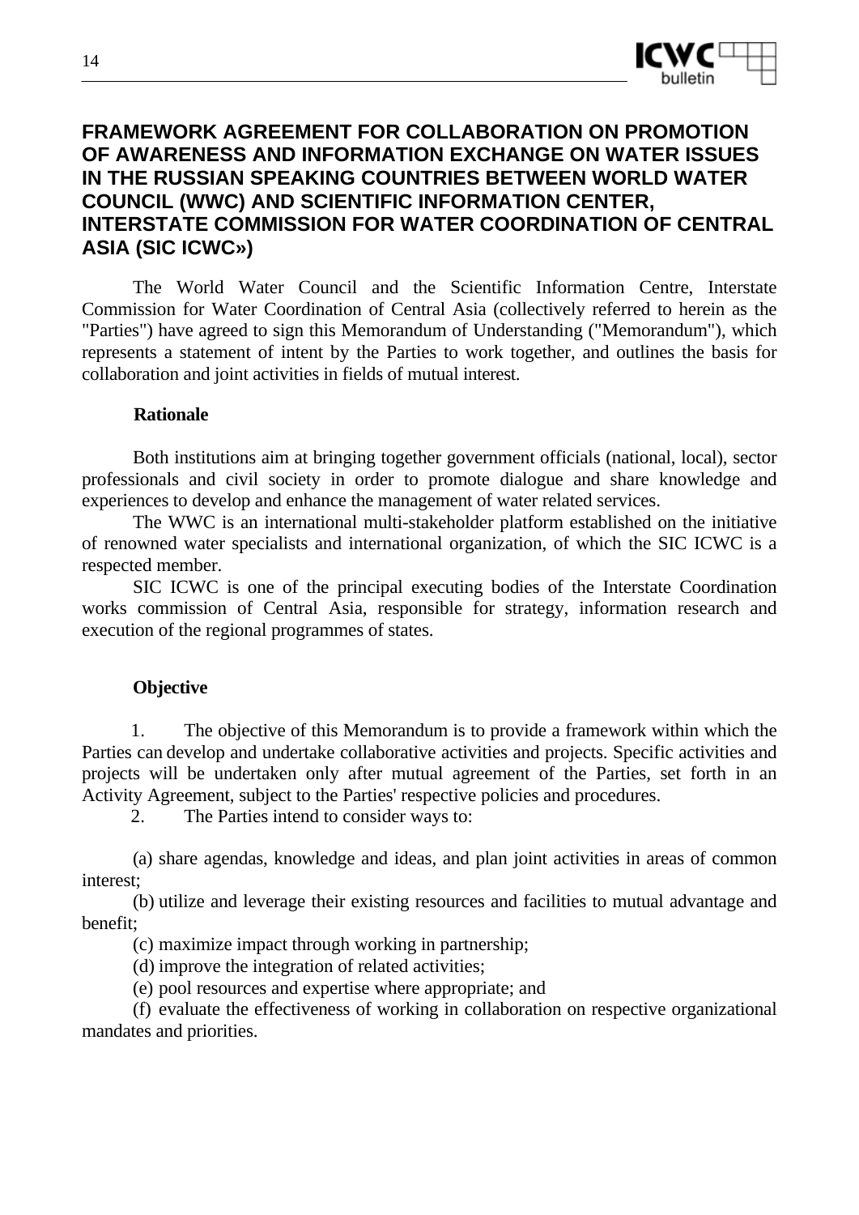## FRAMEWORK AGREEMENT FOR COLLABORATION ON PROMOTION OF AWARENESS AND INFORMATION EXCHANGE ON WATER ISSUES IN THE RUSSIAN SPEAKING COUNTRIES BETWEEN WORLD WATER COUNCIL (WWC) AND SCIENTIFIC INFORMATION CENTER, INTERSTATE COMMISSION FOR WATER COORDINATION OF CENTRAL ASIA (SIC ICWC»)

The World Water Council and the Scientific Information Centre, Interstate Commission for Water Coordination of Central Asia (collectively referred to herein as the "Parties") have agreed to sign this Memorandum of Understanding ("Memorandum"), which represents a statement of intent by the Parties to work together, and outlines the basis for collaboration and joint activities in fields of mutual interest.

**Rationale**

Both institutions aim at bringing together government officials (national, local), sector professionals and civil society in order to promote dialogue and share knowledge and experiences to develop and enhance the management of water related services.

The WWC is an international multi-stakeholder platform established on the initiative of renowned water specialists and international organization, of which the SIC ICWC is a respected member.

SIC ICWC is one of the principal executing bodies of the Interstate Coordination works commission of Central Asia, responsible for strategy, information research and execution of the regional programmes of states.

**Objective**

1. The objective of this Memorandum is to provide a framework within which the Parties can develop and undertake collaborative activities and projects. Specific activities and projects will be undertaken only after mutual agreement of the Parties, set forth in an Activity Agreement, subject to the Parties' respective policies and procedures.
2. The Parties intend to consider ways to:

(a) share agendas, knowledge and ideas, and plan joint activities in areas of common interest;

(b) utilize and leverage their existing resources and facilities to mutual advantage and benefit;

(c) maximize impact through working in partnership;

(d) improve the integration of related activities;

(e) pool resources and expertise where appropriate; and

(f) evaluate the effectiveness of working in collaboration on respective organizational mandates and priorities.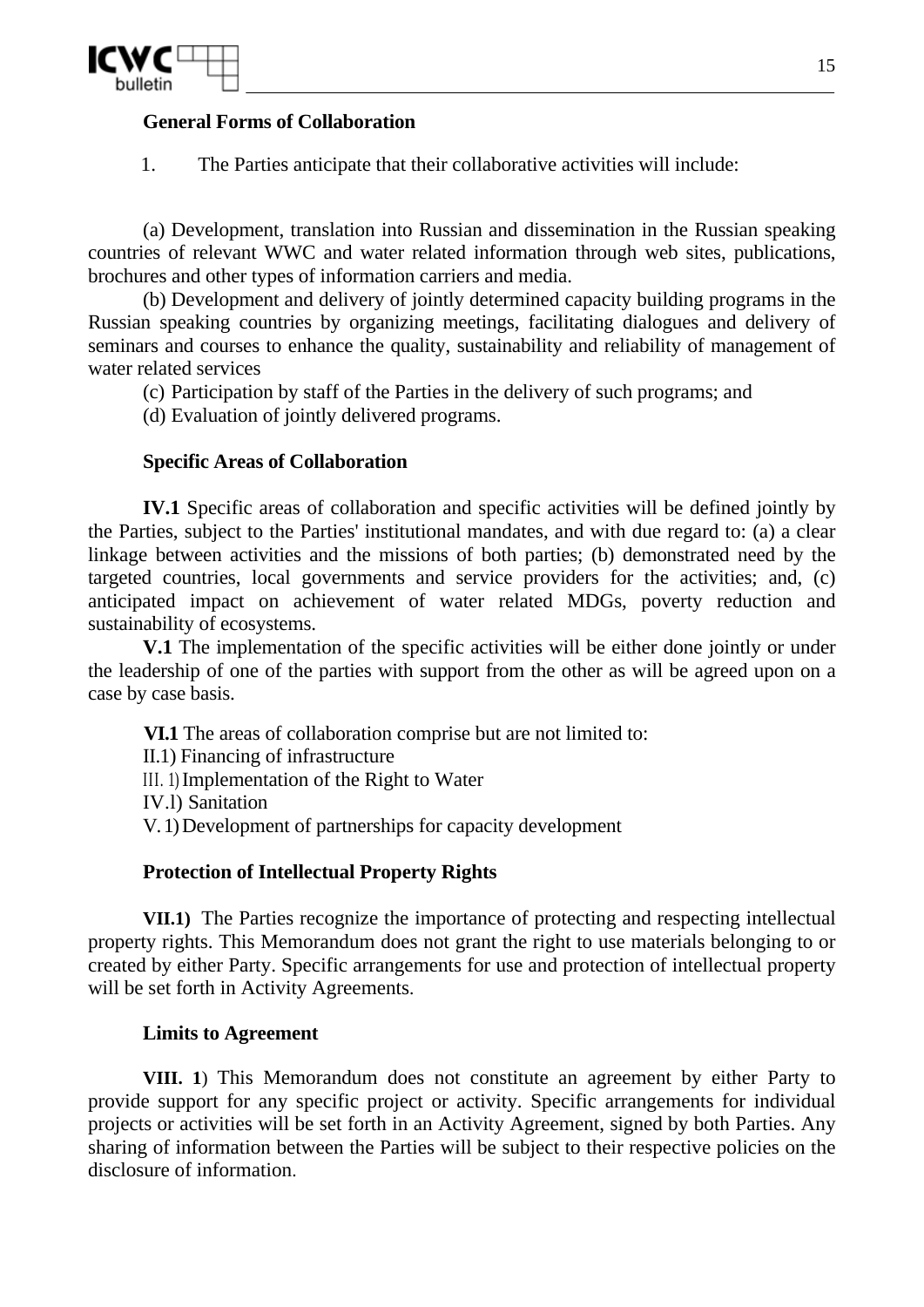**General Forms of Collaboration**

1. The Parties anticipate that their collaborative activities will include:

(a) Development, translation into Russian and dissemination in the Russian speaking countries of relevant WWC and water related information through web sites, publications, brochures and other types of information carriers and media.

(b) Development and delivery of jointly determined capacity building programs in the Russian speaking countries by organizing meetings, facilitating dialogues and delivery of seminars and courses to enhance the quality, sustainability and reliability of management of water related services

(c) Participation by staff of the Parties in the delivery of such programs; and

(d) Evaluation of jointly delivered programs.

**Specific Areas of Collaboration**

**IV.1** Specific areas of collaboration and specific activities will be defined jointly by the Parties, subject to the Parties' institutional mandates, and with due regard to: (a) a clear linkage between activities and the missions of both parties; (b) demonstrated need by the targeted countries, local governments and service providers for the activities; and, (c) anticipated impact on achievement of water related MDGs, poverty reduction and sustainability of ecosystems.

**V.1** The implementation of the specific activities will be either done jointly or under the leadership of one of the parties with support from the other as will be agreed upon on a case by case basis.

**VI.1** The areas of collaboration comprise but are not limited to:

II.1) Financing of infrastructure

III. 1) Implementation of the Right to Water

IV.l) Sanitation

V. 1) Development of partnerships for capacity development

**Protection of Intellectual Property Rights**

**VII.1)** The Parties recognize the importance of protecting and respecting intellectual property rights. This Memorandum does not grant the right to use materials belonging to or created by either Party. Specific arrangements for use and protection of intellectual property will be set forth in Activity Agreements.

**Limits to Agreement**

**VIII. 1**) This Memorandum does not constitute an agreement by either Party to provide support for any specific project or activity. Specific arrangements for individual projects or activities will be set forth in an Activity Agreement, signed by both Parties. Any sharing of information between the Parties will be subject to their respective policies on the disclosure of information.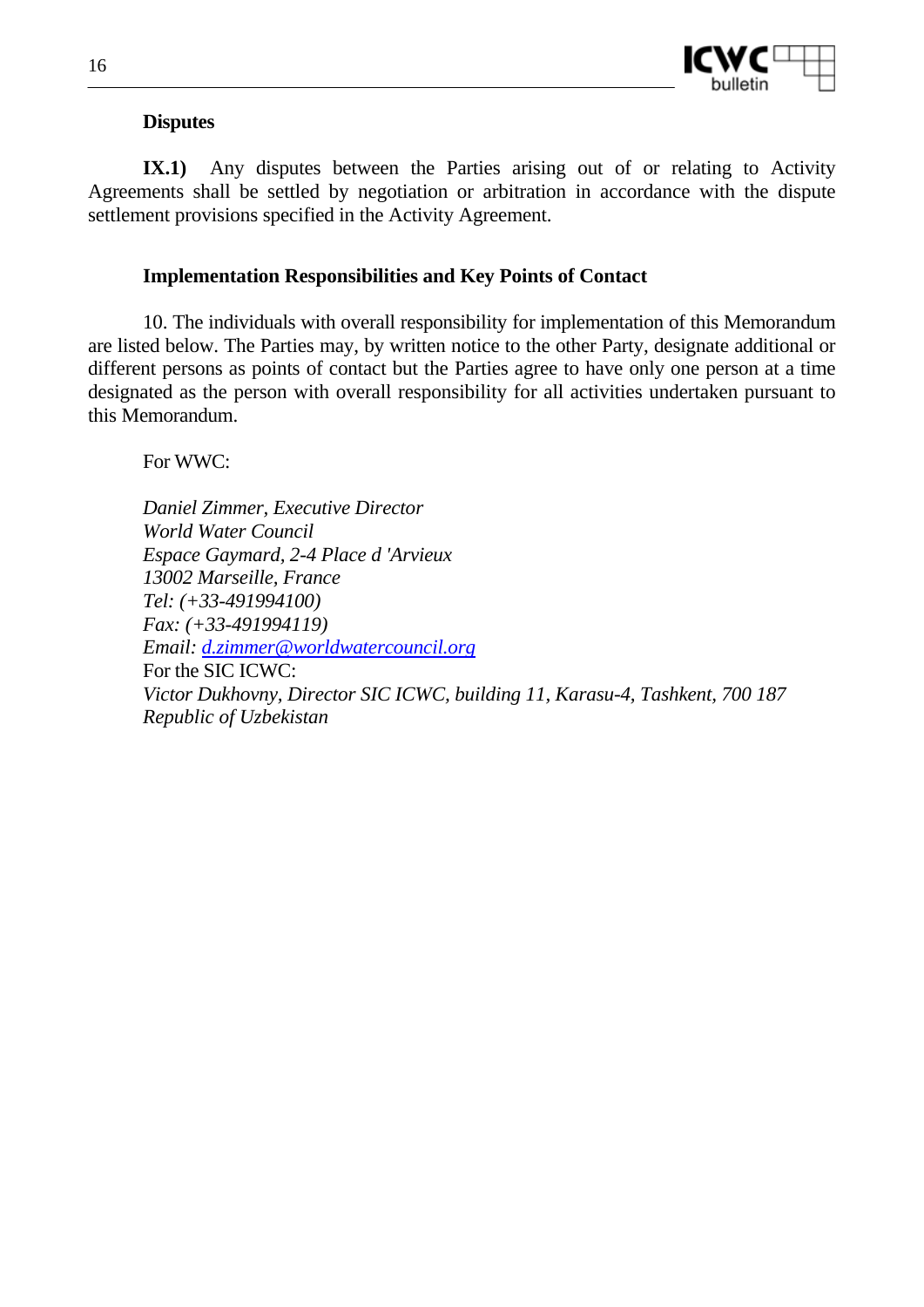**Disputes**

**IX.1)** Any disputes between the Parties arising out of or relating to Activity Agreements shall be settled by negotiation or arbitration in accordance with the dispute settlement provisions specified in the Activity Agreement.

**Implementation Responsibilities and Key Points of Contact**

10. The individuals with overall responsibility for implementation of this Memorandum are listed below. The Parties may, by written notice to the other Party, designate additional or different persons as points of contact but the Parties agree to have only one person at a time designated as the person with overall responsibility for all activities undertaken pursuant to this Memorandum.

For WWC:

*Daniel Zimmer, Executive Director*
*World Water Council*
*Espace Gaymard, 2-4 Place d 'Arvieux*
*13002 Marseille, France*
*Tel: (+33-491994100)*
*Fax: (+33-491994119)*
*Email: d.zimmer@worldwatercouncil.org*
For the SIC ICWC:
*Victor Dukhovny, Director SIC ICWC, building 11, Karasu-4, Tashkent, 700 187*
*Republic of Uzbekistan*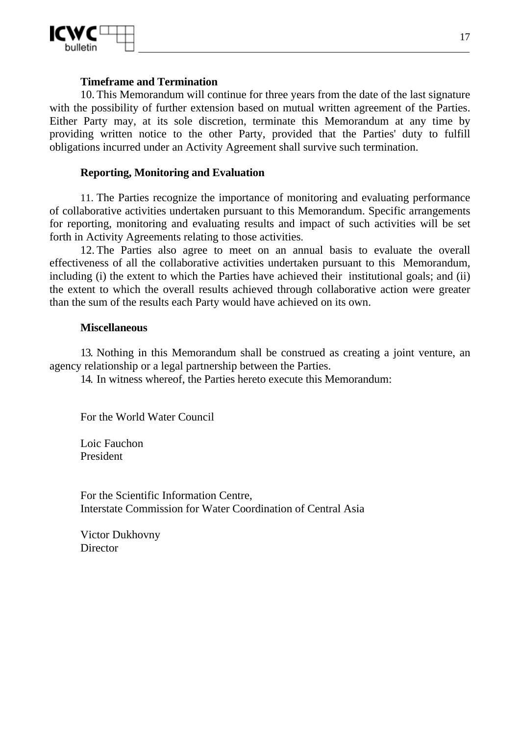**Timeframe and Termination**

10. This Memorandum will continue for three years from the date of the last signature with the possibility of further extension based on mutual written agreement of the Parties. Either Party may, at its sole discretion, terminate this Memorandum at any time by providing written notice to the other Party, provided that the Parties' duty to fulfill obligations incurred under an Activity Agreement shall survive such termination.

**Reporting, Monitoring and Evaluation**

11. The Parties recognize the importance of monitoring and evaluating performance of collaborative activities undertaken pursuant to this Memorandum. Specific arrangements for reporting, monitoring and evaluating results and impact of such activities will be set forth in Activity Agreements relating to those activities.

12. The Parties also agree to meet on an annual basis to evaluate the overall effectiveness of all the collaborative activities undertaken pursuant to this Memorandum, including (i) the extent to which the Parties have achieved their institutional goals; and (ii) the extent to which the overall results achieved through collaborative action were greater than the sum of the results each Party would have achieved on its own.

**Miscellaneous**

13. Nothing in this Memorandum shall be construed as creating a joint venture, an agency relationship or a legal partnership between the Parties.

14. In witness whereof, the Parties hereto execute this Memorandum:

For the World Water Council

Loic Fauchon
President

For the Scientific Information Centre,
Interstate Commission for Water Coordination of Central Asia

Victor Dukhovny
Director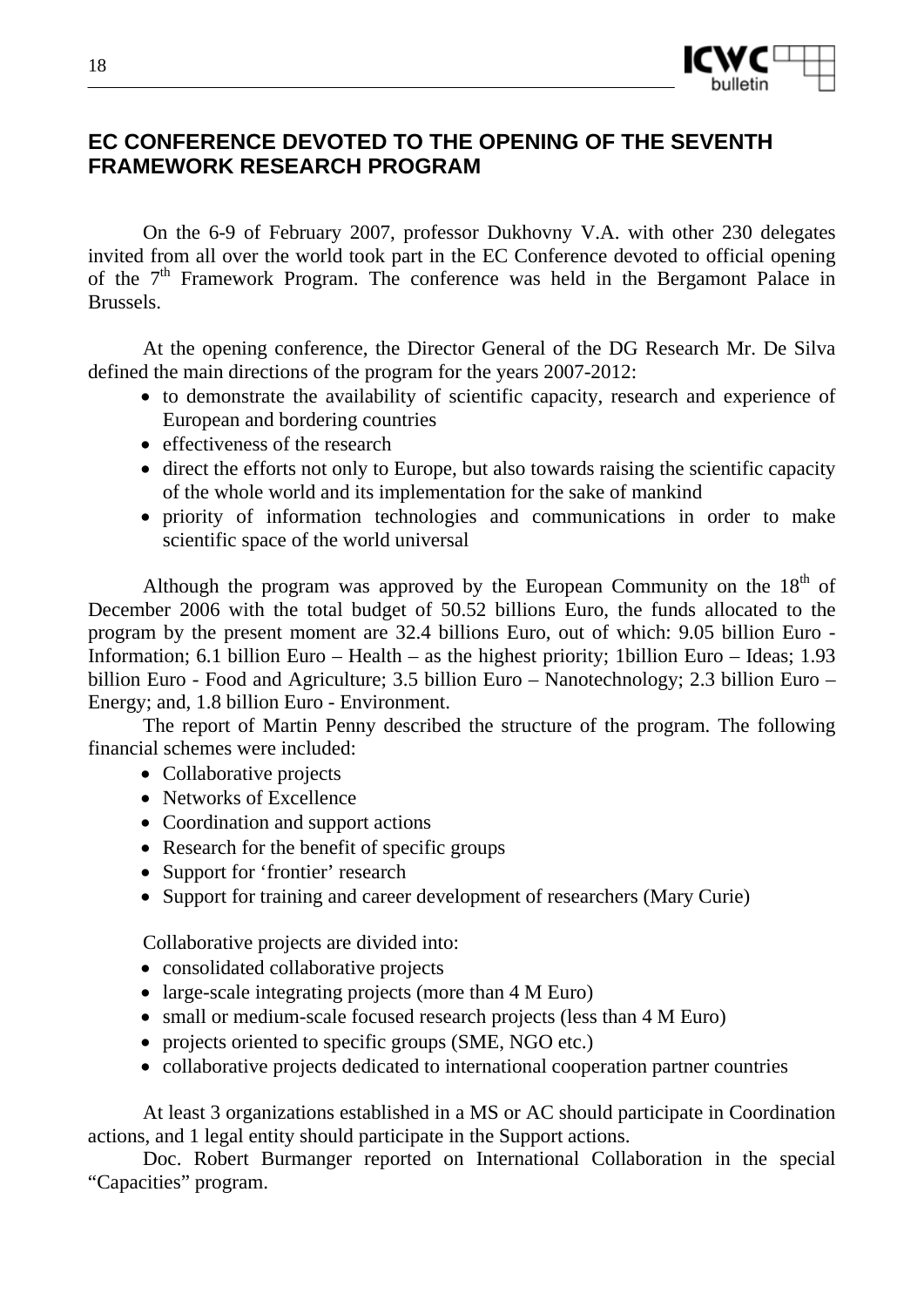## EC CONFERENCE DEVOTED TO THE OPENING OF THE SEVENTH FRAMEWORK RESEARCH PROGRAM

On the 6-9 of February 2007, professor Dukhovny V.A. with other 230 delegates invited from all over the world took part in the EC Conference devoted to official opening of the 7th Framework Program. The conference was held in the Bergamont Palace in Brussels.

At the opening conference, the Director General of the DG Research Mr. De Silva defined the main directions of the program for the years 2007-2012:

- to demonstrate the availability of scientific capacity, research and experience of European and bordering countries
- effectiveness of the research
- direct the efforts not only to Europe, but also towards raising the scientific capacity of the whole world and its implementation for the sake of mankind
- priority of information technologies and communications in order to make scientific space of the world universal

Although the program was approved by the European Community on the 18th of December 2006 with the total budget of 50.52 billions Euro, the funds allocated to the program by the present moment are 32.4 billions Euro, out of which: 9.05 billion Euro - Information; 6.1 billion Euro – Health – as the highest priority; 1billion Euro – Ideas; 1.93 billion Euro - Food and Agriculture; 3.5 billion Euro – Nanotechnology; 2.3 billion Euro – Energy; and, 1.8 billion Euro - Environment.

The report of Martin Penny described the structure of the program. The following financial schemes were included:

- Collaborative projects
- Networks of Excellence
- Coordination and support actions
- Research for the benefit of specific groups
- Support for 'frontier' research
- Support for training and career development of researchers (Mary Curie)

Collaborative projects are divided into:

- consolidated collaborative projects
- large-scale integrating projects (more than 4 M Euro)
- small or medium-scale focused research projects (less than 4 M Euro)
- projects oriented to specific groups (SME, NGO etc.)
- collaborative projects dedicated to international cooperation partner countries

At least 3 organizations established in a MS or AC should participate in Coordination actions, and 1 legal entity should participate in the Support actions.

Doc. Robert Burmanger reported on International Collaboration in the special "Capacities" program.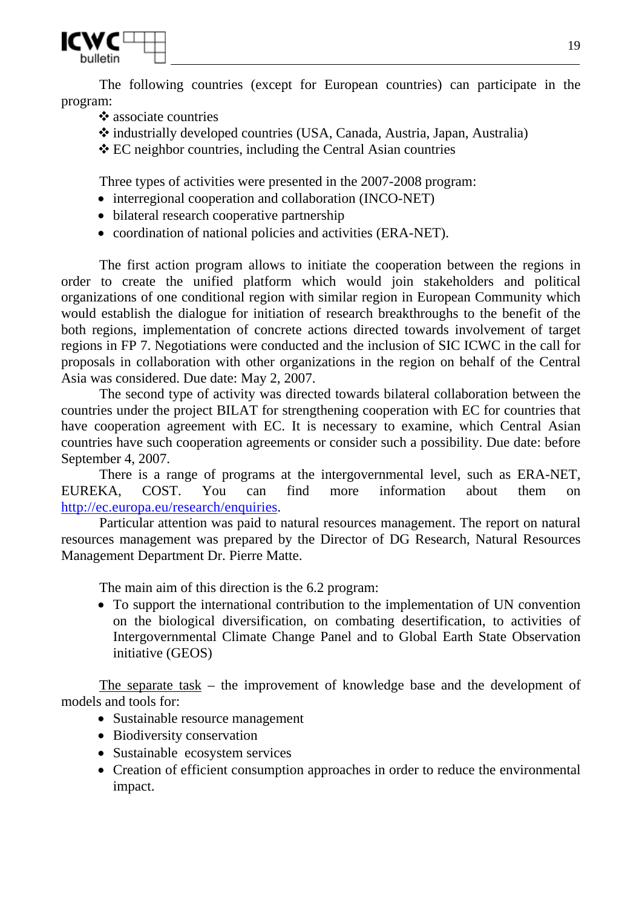The following countries (except for European countries) can participate in the program:

- associate countries
- industrially developed countries (USA, Canada, Austria, Japan, Australia)
- EC neighbor countries, including the Central Asian countries

Three types of activities were presented in the 2007-2008 program:

- interregional cooperation and collaboration (INCO-NET)
- bilateral research cooperative partnership
- coordination of national policies and activities (ERA-NET).

The first action program allows to initiate the cooperation between the regions in order to create the unified platform which would join stakeholders and political organizations of one conditional region with similar region in European Community which would establish the dialogue for initiation of research breakthroughs to the benefit of the both regions, implementation of concrete actions directed towards involvement of target regions in FP 7. Negotiations were conducted and the inclusion of SIC ICWC in the call for proposals in collaboration with other organizations in the region on behalf of the Central Asia was considered. Due date: May 2, 2007.

The second type of activity was directed towards bilateral collaboration between the countries under the project BILAT for strengthening cooperation with EC for countries that have cooperation agreement with EC. It is necessary to examine, which Central Asian countries have such cooperation agreements or consider such a possibility. Due date: before September 4, 2007.

There is a range of programs at the intergovernmental level, such as ERA-NET, EUREKA, COST. You can find more information about them on http://ec.europa.eu/research/enquiries.

Particular attention was paid to natural resources management. The report on natural resources management was prepared by the Director of DG Research, Natural Resources Management Department Dr. Pierre Matte.

The main aim of this direction is the 6.2 program:

- To support the international contribution to the implementation of UN convention on the biological diversification, on combating desertification, to activities of Intergovernmental Climate Change Panel and to Global Earth State Observation initiative (GEOS)

The separate task – the improvement of knowledge base and the development of models and tools for:

- Sustainable resource management
- Biodiversity conservation
- Sustainable ecosystem services
- Creation of efficient consumption approaches in order to reduce the environmental impact.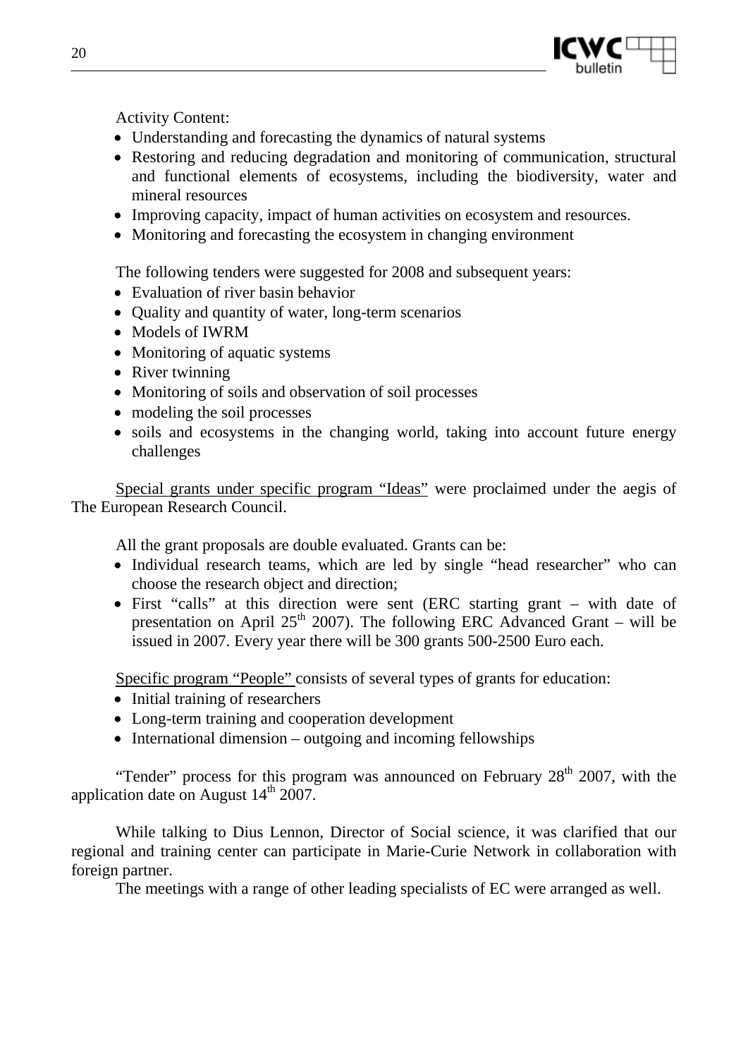Activity Content:

- Understanding and forecasting the dynamics of natural systems
- Restoring and reducing degradation and monitoring of communication, structural and functional elements of ecosystems, including the biodiversity, water and mineral resources
- Improving capacity, impact of human activities on ecosystem and resources.
- Monitoring and forecasting the ecosystem in changing environment

The following tenders were suggested for 2008 and subsequent years:

- Evaluation of river basin behavior
- Quality and quantity of water, long-term scenarios
- Models of IWRM
- Monitoring of aquatic systems
- River twinning
- Monitoring of soils and observation of soil processes
- modeling the soil processes
- soils and ecosystems in the changing world, taking into account future energy challenges

<u>Special grants under specific program "Ideas"</u> were proclaimed under the aegis of The European Research Council.

All the grant proposals are double evaluated. Grants can be:

- Individual research teams, which are led by single "head researcher" who can choose the research object and direction;
- First "calls" at this direction were sent (ERC starting grant – with date of presentation on April 25th 2007). The following ERC Advanced Grant – will be issued in 2007. Every year there will be 300 grants 500-2500 Euro each.

<u>Specific program "People"</u> consists of several types of grants for education:

- Initial training of researchers
- Long-term training and cooperation development
- International dimension – outgoing and incoming fellowships

"Tender" process for this program was announced on February 28th 2007, with the application date on August 14th 2007.

While talking to Dius Lennon, Director of Social science, it was clarified that our regional and training center can participate in Marie-Curie Network in collaboration with foreign partner.

The meetings with a range of other leading specialists of EC were arranged as well.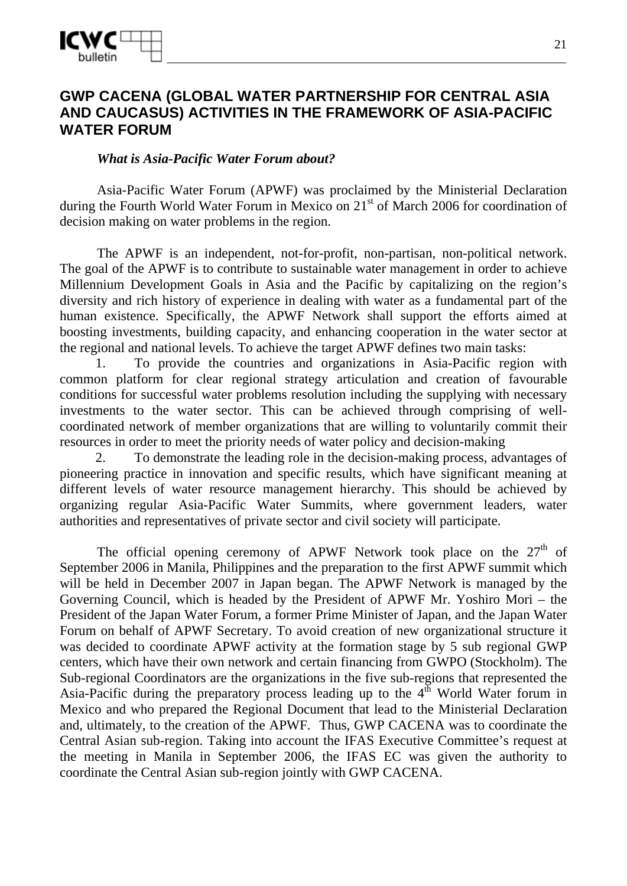## GWP CACENA (GLOBAL WATER PARTNERSHIP FOR CENTRAL ASIA AND CAUCASUS) ACTIVITIES IN THE FRAMEWORK OF ASIA-PACIFIC WATER FORUM

***What is Asia-Pacific Water Forum about?***

Asia-Pacific Water Forum (APWF) was proclaimed by the Ministerial Declaration during the Fourth World Water Forum in Mexico on 21st of March 2006 for coordination of decision making on water problems in the region.

The APWF is an independent, not-for-profit, non-partisan, non-political network. The goal of the APWF is to contribute to sustainable water management in order to achieve Millennium Development Goals in Asia and the Pacific by capitalizing on the region's diversity and rich history of experience in dealing with water as a fundamental part of the human existence. Specifically, the APWF Network shall support the efforts aimed at boosting investments, building capacity, and enhancing cooperation in the water sector at the regional and national levels. To achieve the target APWF defines two main tasks:

1. To provide the countries and organizations in Asia-Pacific region with common platform for clear regional strategy articulation and creation of favourable conditions for successful water problems resolution including the supplying with necessary investments to the water sector. This can be achieved through comprising of well-coordinated network of member organizations that are willing to voluntarily commit their resources in order to meet the priority needs of water policy and decision-making
2. To demonstrate the leading role in the decision-making process, advantages of pioneering practice in innovation and specific results, which have significant meaning at different levels of water resource management hierarchy. This should be achieved by organizing regular Asia-Pacific Water Summits, where government leaders, water authorities and representatives of private sector and civil society will participate.

The official opening ceremony of APWF Network took place on the 27th of September 2006 in Manila, Philippines and the preparation to the first APWF summit which will be held in December 2007 in Japan began. The APWF Network is managed by the Governing Council, which is headed by the President of APWF Mr. Yoshiro Mori – the President of the Japan Water Forum, a former Prime Minister of Japan, and the Japan Water Forum on behalf of APWF Secretary. To avoid creation of new organizational structure it was decided to coordinate APWF activity at the formation stage by 5 sub regional GWP centers, which have their own network and certain financing from GWPO (Stockholm). The Sub-regional Coordinators are the organizations in the five sub-regions that represented the Asia-Pacific during the preparatory process leading up to the 4th World Water forum in Mexico and who prepared the Regional Document that lead to the Ministerial Declaration and, ultimately, to the creation of the APWF. Thus, GWP CACENA was to coordinate the Central Asian sub-region. Taking into account the IFAS Executive Committee's request at the meeting in Manila in September 2006, the IFAS EC was given the authority to coordinate the Central Asian sub-region jointly with GWP CACENA.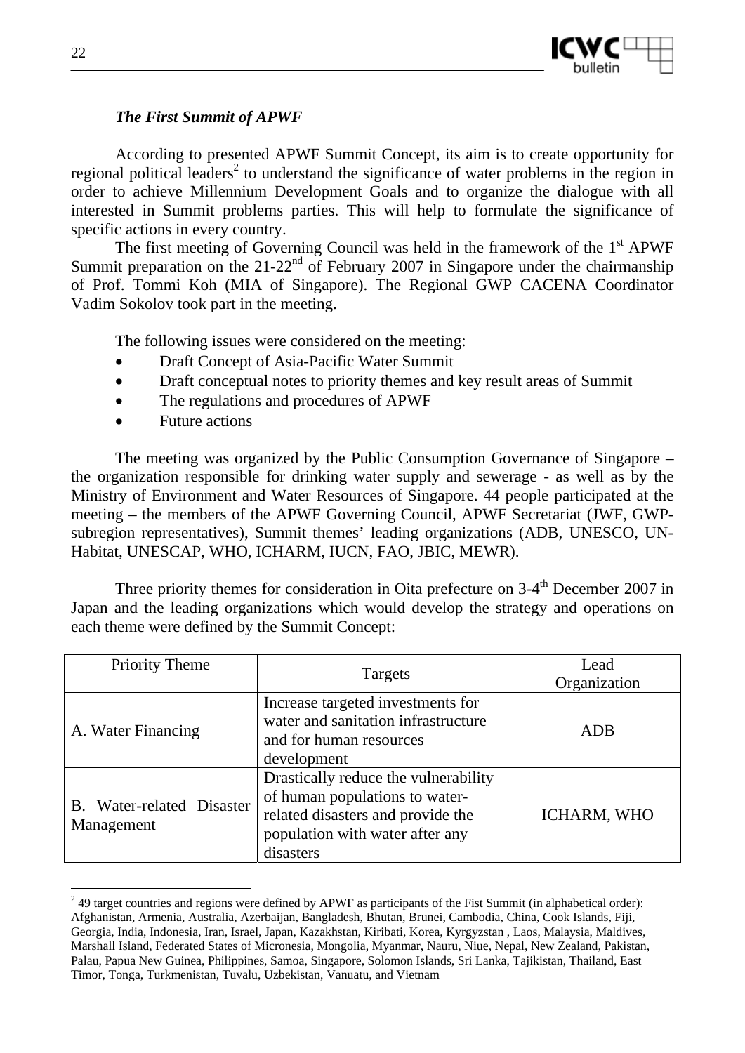***The First Summit of APWF***

According to presented APWF Summit Concept, its aim is to create opportunity for regional political leaders[2] to understand the significance of water problems in the region in order to achieve Millennium Development Goals and to organize the dialogue with all interested in Summit problems parties. This will help to formulate the significance of specific actions in every country.

The first meeting of Governing Council was held in the framework of the 1st APWF Summit preparation on the 21-22nd of February 2007 in Singapore under the chairmanship of Prof. Tommi Koh (MIA of Singapore). The Regional GWP CACENA Coordinator Vadim Sokolov took part in the meeting.

The following issues were considered on the meeting:

- Draft Concept of Asia-Pacific Water Summit
- Draft conceptual notes to priority themes and key result areas of Summit
- The regulations and procedures of APWF
- Future actions

The meeting was organized by the Public Consumption Governance of Singapore – the organization responsible for drinking water supply and sewerage - as well as by the Ministry of Environment and Water Resources of Singapore. 44 people participated at the meeting – the members of the APWF Governing Council, APWF Secretariat (JWF, GWP-subregion representatives), Summit themes' leading organizations (ADB, UNESCO, UN-Habitat, UNESCAP, WHO, ICHARM, IUCN, FAO, JBIC, MEWR).

Three priority themes for consideration in Oita prefecture on 3-4th December 2007 in Japan and the leading organizations which would develop the strategy and operations on each theme were defined by the Summit Concept:

| Priority Theme | Targets | Lead Organization |
|---|---|---|
| A. Water Financing | Increase targeted investments for water and sanitation infrastructure and for human resources development | ADB |
| B. Water-related Disaster Management | Drastically reduce the vulnerability of human populations to water-related disasters and provide the population with water after any disasters | ICHARM, WHO |

[2] 49 target countries and regions were defined by APWF as participants of the Fist Summit (in alphabetical order): Afghanistan, Armenia, Australia, Azerbaijan, Bangladesh, Bhutan, Brunei, Cambodia, China, Cook Islands, Fiji, Georgia, India, Indonesia, Iran, Israel, Japan, Kazakhstan, Kiribati, Korea, Kyrgyzstan , Laos, Malaysia, Maldives, Marshall Island, Federated States of Micronesia, Mongolia, Myanmar, Nauru, Niue, Nepal, New Zealand, Pakistan, Palau, Papua New Guinea, Philippines, Samoa, Singapore, Solomon Islands, Sri Lanka, Tajikistan, Thailand, East Timor, Tonga, Turkmenistan, Tuvalu, Uzbekistan, Vanuatu, and Vietnam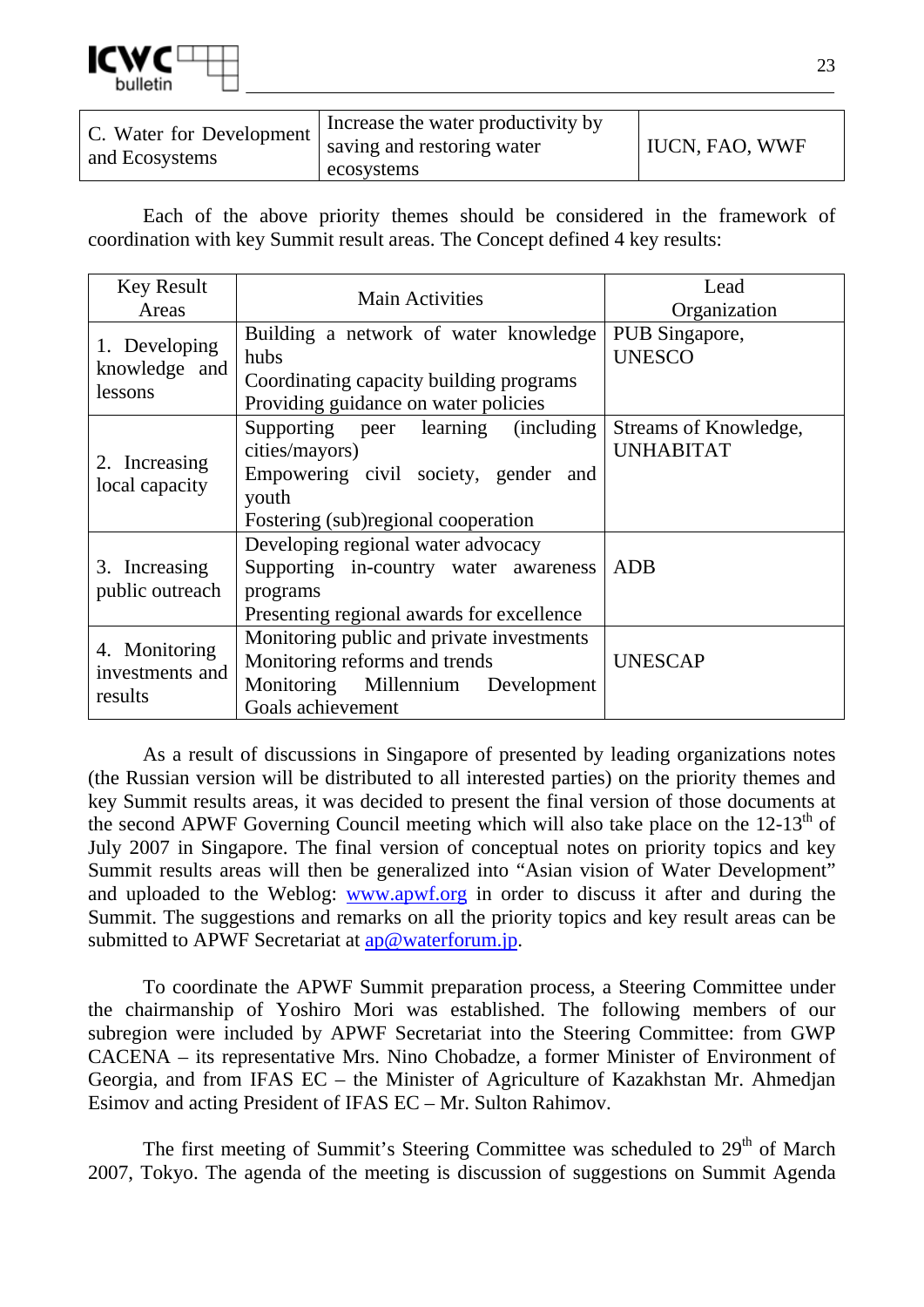| C. Water for Development and Ecosystems | Increase the water productivity by saving and restoring water ecosystems | IUCN, FAO, WWF |
|---|---|---|

Each of the above priority themes should be considered in the framework of coordination with key Summit result areas. The Concept defined 4 key results:

| Key Result Areas | Main Activities | Lead Organization |
|---|---|---|
| 1. Developing knowledge and lessons | Building a network of water knowledge hubs<br>Coordinating capacity building programs<br>Providing guidance on water policies | PUB Singapore, UNESCO |
| 2. Increasing local capacity | Supporting peer learning (including cities/mayors)<br>Empowering civil society, gender and youth<br>Fostering (sub)regional cooperation | Streams of Knowledge, UNHABITAT |
| 3. Increasing public outreach | Developing regional water advocacy<br>Supporting in-country water awareness programs<br>Presenting regional awards for excellence | ADB |
| 4. Monitoring investments and results | Monitoring public and private investments<br>Monitoring reforms and trends<br>Monitoring Millennium Development Goals achievement | UNESCAP |

As a result of discussions in Singapore of presented by leading organizations notes (the Russian version will be distributed to all interested parties) on the priority themes and key Summit results areas, it was decided to present the final version of those documents at the second APWF Governing Council meeting which will also take place on the 12-13th of July 2007 in Singapore. The final version of conceptual notes on priority topics and key Summit results areas will then be generalized into "Asian vision of Water Development" and uploaded to the Weblog: www.apwf.org in order to discuss it after and during the Summit. The suggestions and remarks on all the priority topics and key result areas can be submitted to APWF Secretariat at ap@waterforum.jp.

To coordinate the APWF Summit preparation process, a Steering Committee under the chairmanship of Yoshiro Mori was established. The following members of our subregion were included by APWF Secretariat into the Steering Committee: from GWP CACENA – its representative Mrs. Nino Chobadze, a former Minister of Environment of Georgia, and from IFAS EC – the Minister of Agriculture of Kazakhstan Mr. Ahmedjan Esimov and acting President of IFAS EC – Mr. Sulton Rahimov.

The first meeting of Summit's Steering Committee was scheduled to 29th of March 2007, Tokyo. The agenda of the meeting is discussion of suggestions on Summit Agenda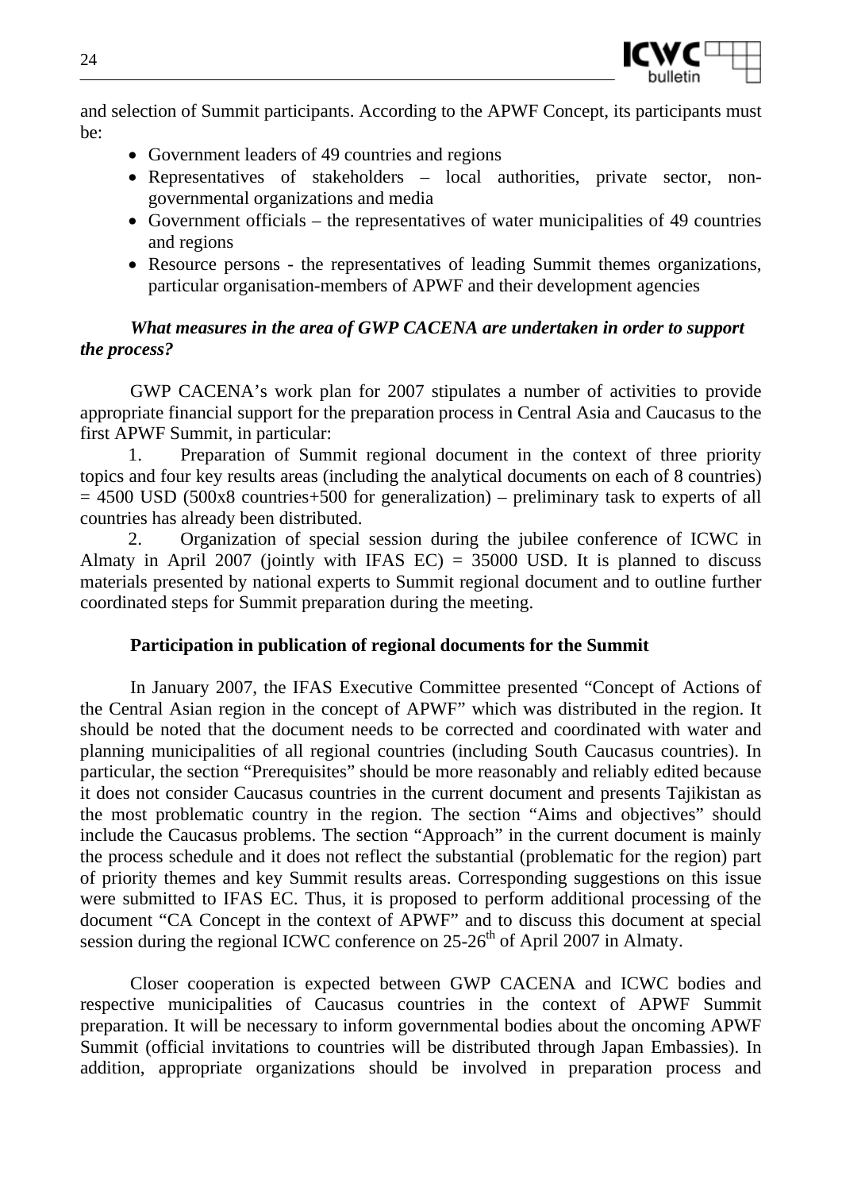and selection of Summit participants. According to the APWF Concept, its participants must be:

- Government leaders of 49 countries and regions
- Representatives of stakeholders – local authorities, private sector, non-governmental organizations and media
- Government officials – the representatives of water municipalities of 49 countries and regions
- Resource persons - the representatives of leading Summit themes organizations, particular organisation-members of APWF and their development agencies

***What measures in the area of GWP CACENA are undertaken in order to support the process?***

GWP CACENA's work plan for 2007 stipulates a number of activities to provide appropriate financial support for the preparation process in Central Asia and Caucasus to the first APWF Summit, in particular:

1. Preparation of Summit regional document in the context of three priority topics and four key results areas (including the analytical documents on each of 8 countries) = 4500 USD (500x8 countries+500 for generalization) – preliminary task to experts of all countries has already been distributed.
2. Organization of special session during the jubilee conference of ICWC in Almaty in April 2007 (jointly with IFAS EC) = 35000 USD. It is planned to discuss materials presented by national experts to Summit regional document and to outline further coordinated steps for Summit preparation during the meeting.

**Participation in publication of regional documents for the Summit**

In January 2007, the IFAS Executive Committee presented "Concept of Actions of the Central Asian region in the concept of APWF" which was distributed in the region. It should be noted that the document needs to be corrected and coordinated with water and planning municipalities of all regional countries (including South Caucasus countries). In particular, the section "Prerequisites" should be more reasonably and reliably edited because it does not consider Caucasus countries in the current document and presents Tajikistan as the most problematic country in the region. The section "Aims and objectives" should include the Caucasus problems. The section "Approach" in the current document is mainly the process schedule and it does not reflect the substantial (problematic for the region) part of priority themes and key Summit results areas. Corresponding suggestions on this issue were submitted to IFAS EC. Thus, it is proposed to perform additional processing of the document "CA Concept in the context of APWF" and to discuss this document at special session during the regional ICWC conference on 25-26th of April 2007 in Almaty.

Closer cooperation is expected between GWP CACENA and ICWC bodies and respective municipalities of Caucasus countries in the context of APWF Summit preparation. It will be necessary to inform governmental bodies about the oncoming APWF Summit (official invitations to countries will be distributed through Japan Embassies). In addition, appropriate organizations should be involved in preparation process and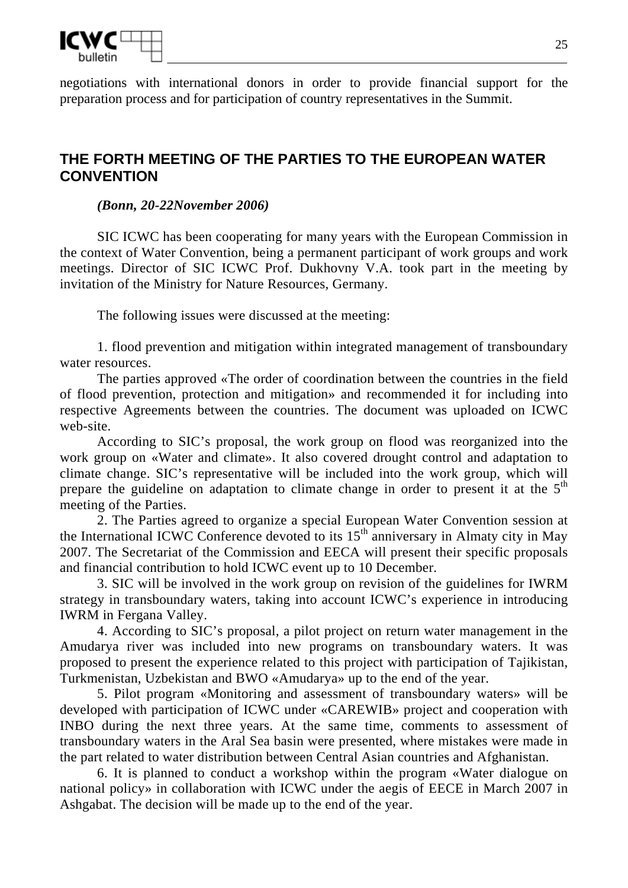negotiations with international donors in order to provide financial support for the preparation process and for participation of country representatives in the Summit.

## THE FORTH MEETING OF THE PARTIES TO THE EUROPEAN WATER CONVENTION

***(Bonn, 20-22November 2006)***

SIC ICWC has been cooperating for many years with the European Commission in the context of Water Convention, being a permanent participant of work groups and work meetings. Director of SIC ICWC Prof. Dukhovny V.A. took part in the meeting by invitation of the Ministry for Nature Resources, Germany.

The following issues were discussed at the meeting:

1. flood prevention and mitigation within integrated management of transboundary water resources.

The parties approved «The order of coordination between the countries in the field of flood prevention, protection and mitigation» and recommended it for including into respective Agreements between the countries. The document was uploaded on ICWC web-site.

According to SIC's proposal, the work group on flood was reorganized into the work group on «Water and climate». It also covered drought control and adaptation to climate change. SIC's representative will be included into the work group, which will prepare the guideline on adaptation to climate change in order to present it at the 5th meeting of the Parties.

2. The Parties agreed to organize a special European Water Convention session at the International ICWC Conference devoted to its 15th anniversary in Almaty city in May 2007. The Secretariat of the Commission and EECA will present their specific proposals and financial contribution to hold ICWC event up to 10 December.

3. SIC will be involved in the work group on revision of the guidelines for IWRM strategy in transboundary waters, taking into account ICWC's experience in introducing IWRM in Fergana Valley.

4. According to SIC's proposal, a pilot project on return water management in the Amudarya river was included into new programs on transboundary waters. It was proposed to present the experience related to this project with participation of Tajikistan, Turkmenistan, Uzbekistan and BWO «Amudarya» up to the end of the year.

5. Pilot program «Monitoring and assessment of transboundary waters» will be developed with participation of ICWC under «CAREWIB» project and cooperation with INBO during the next three years. At the same time, comments to assessment of transboundary waters in the Aral Sea basin were presented, where mistakes were made in the part related to water distribution between Central Asian countries and Afghanistan.

6. It is planned to conduct a workshop within the program «Water dialogue on national policy» in collaboration with ICWC under the aegis of EECE in March 2007 in Ashgabat. The decision will be made up to the end of the year.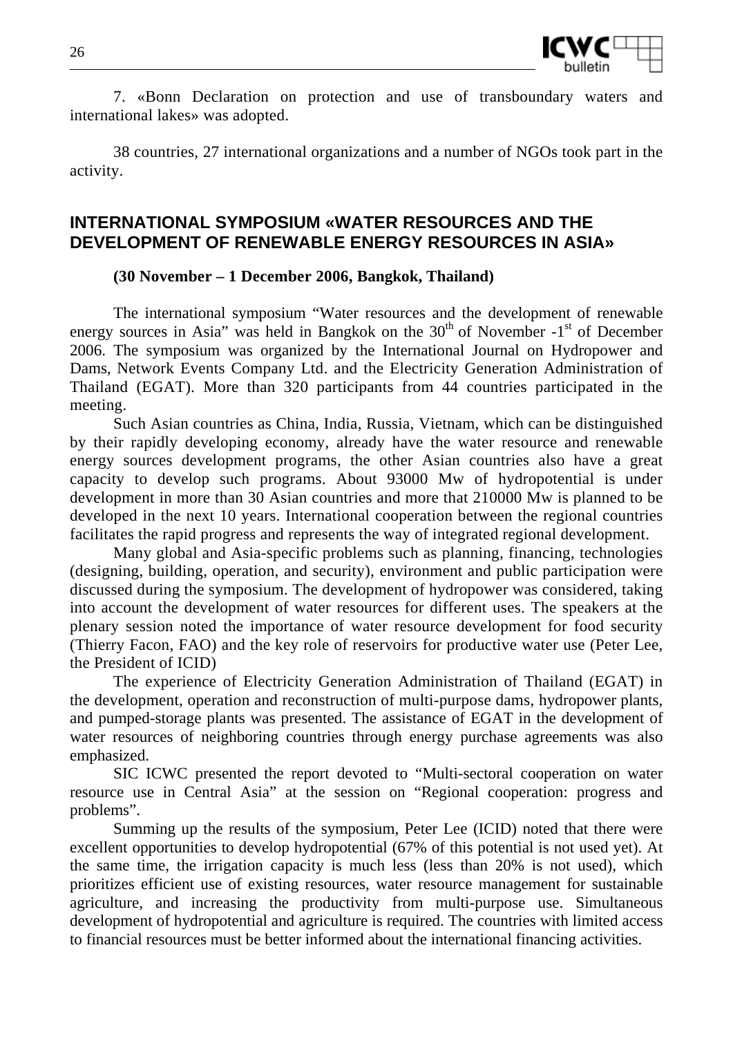7. «Bonn Declaration on protection and use of transboundary waters and international lakes» was adopted.

38 countries, 27 international organizations and a number of NGOs took part in the activity.

## INTERNATIONAL SYMPOSIUM «WATER RESOURCES AND THE DEVELOPMENT OF RENEWABLE ENERGY RESOURCES IN ASIA»

**(30 November – 1 December 2006, Bangkok, Thailand)**

The international symposium "Water resources and the development of renewable energy sources in Asia" was held in Bangkok on the 30th of November -1st of December 2006. The symposium was organized by the International Journal on Hydropower and Dams, Network Events Company Ltd. and the Electricity Generation Administration of Thailand (EGAT). More than 320 participants from 44 countries participated in the meeting.

Such Asian countries as China, India, Russia, Vietnam, which can be distinguished by their rapidly developing economy, already have the water resource and renewable energy sources development programs, the other Asian countries also have a great capacity to develop such programs. About 93000 Mw of hydropotential is under development in more than 30 Asian countries and more that 210000 Mw is planned to be developed in the next 10 years. International cooperation between the regional countries facilitates the rapid progress and represents the way of integrated regional development.

Many global and Asia-specific problems such as planning, financing, technologies (designing, building, operation, and security), environment and public participation were discussed during the symposium. The development of hydropower was considered, taking into account the development of water resources for different uses. The speakers at the plenary session noted the importance of water resource development for food security (Thierry Facon, FAO) and the key role of reservoirs for productive water use (Peter Lee, the President of ICID)

The experience of Electricity Generation Administration of Thailand (EGAT) in the development, operation and reconstruction of multi-purpose dams, hydropower plants, and pumped-storage plants was presented. The assistance of EGAT in the development of water resources of neighboring countries through energy purchase agreements was also emphasized.

SIC ICWC presented the report devoted to "Multi-sectoral cooperation on water resource use in Central Asia" at the session on "Regional cooperation: progress and problems".

Summing up the results of the symposium, Peter Lee (ICID) noted that there were excellent opportunities to develop hydropotential (67% of this potential is not used yet). At the same time, the irrigation capacity is much less (less than 20% is not used), which prioritizes efficient use of existing resources, water resource management for sustainable agriculture, and increasing the productivity from multi-purpose use. Simultaneous development of hydropotential and agriculture is required. The countries with limited access to financial resources must be better informed about the international financing activities.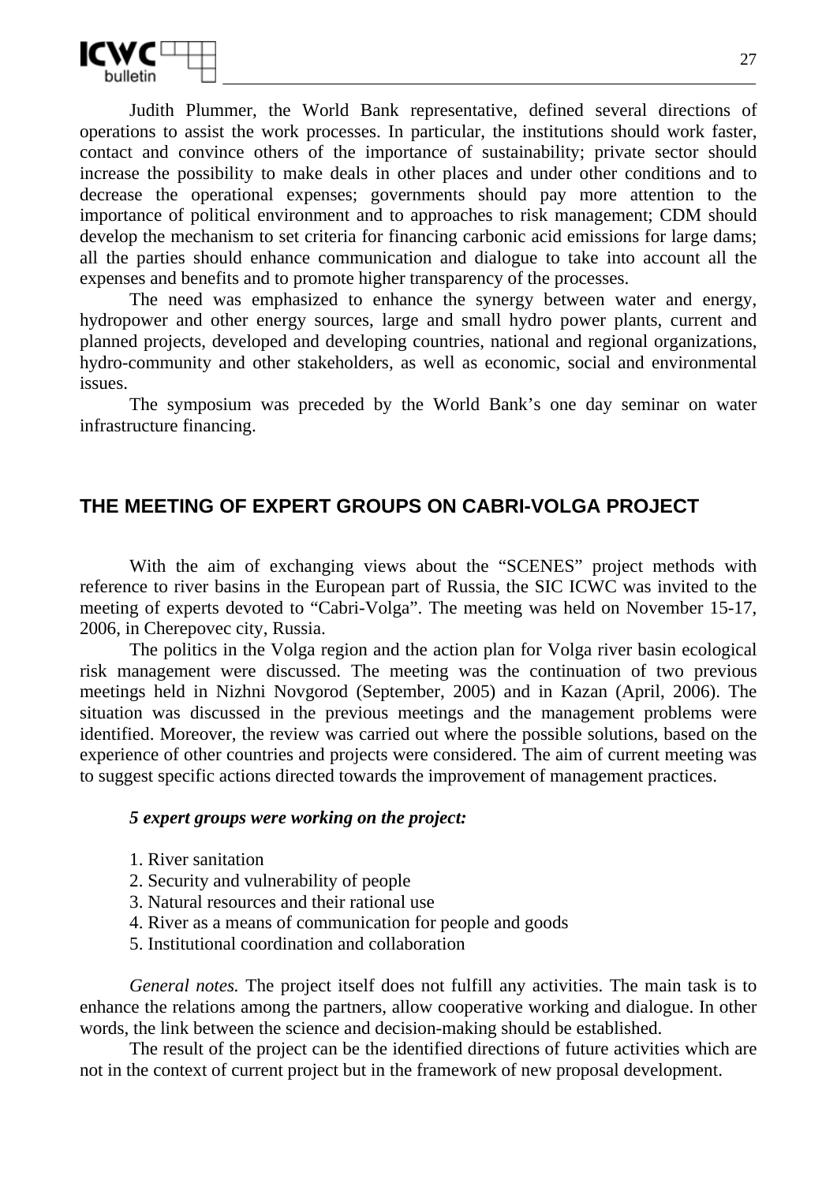Judith Plummer, the World Bank representative, defined several directions of operations to assist the work processes. In particular, the institutions should work faster, contact and convince others of the importance of sustainability; private sector should increase the possibility to make deals in other places and under other conditions and to decrease the operational expenses; governments should pay more attention to the importance of political environment and to approaches to risk management; CDM should develop the mechanism to set criteria for financing carbonic acid emissions for large dams; all the parties should enhance communication and dialogue to take into account all the expenses and benefits and to promote higher transparency of the processes.

The need was emphasized to enhance the synergy between water and energy, hydropower and other energy sources, large and small hydro power plants, current and planned projects, developed and developing countries, national and regional organizations, hydro-community and other stakeholders, as well as economic, social and environmental issues.

The symposium was preceded by the World Bank's one day seminar on water infrastructure financing.

## THE MEETING OF EXPERT GROUPS ON CABRI-VOLGA PROJECT

With the aim of exchanging views about the "SCENES" project methods with reference to river basins in the European part of Russia, the SIC ICWC was invited to the meeting of experts devoted to "Cabri-Volga". The meeting was held on November 15-17, 2006, in Cherepovec city, Russia.

The politics in the Volga region and the action plan for Volga river basin ecological risk management were discussed. The meeting was the continuation of two previous meetings held in Nizhni Novgorod (September, 2005) and in Kazan (April, 2006). The situation was discussed in the previous meetings and the management problems were identified. Moreover, the review was carried out where the possible solutions, based on the experience of other countries and projects were considered. The aim of current meeting was to suggest specific actions directed towards the improvement of management practices.

***5 expert groups were working on the project:***

1. River sanitation
2. Security and vulnerability of people
3. Natural resources and their rational use
4. River as a means of communication for people and goods
5. Institutional coordination and collaboration

*General notes.* The project itself does not fulfill any activities. The main task is to enhance the relations among the partners, allow cooperative working and dialogue. In other words, the link between the science and decision-making should be established.

The result of the project can be the identified directions of future activities which are not in the context of current project but in the framework of new proposal development.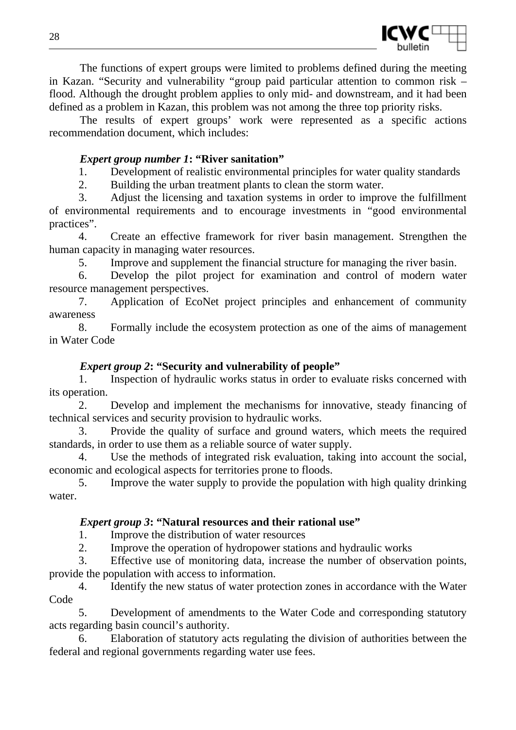The functions of expert groups were limited to problems defined during the meeting in Kazan. "Security and vulnerability "group paid particular attention to common risk – flood. Although the drought problem applies to only mid- and downstream, and it had been defined as a problem in Kazan, this problem was not among the three top priority risks.

The results of expert groups' work were represented as a specific actions recommendation document, which includes:

***Expert group number 1*: "River sanitation"**

1. Development of realistic environmental principles for water quality standards
2. Building the urban treatment plants to clean the storm water.
3. Adjust the licensing and taxation systems in order to improve the fulfillment of environmental requirements and to encourage investments in "good environmental practices".
4. Create an effective framework for river basin management. Strengthen the human capacity in managing water resources.
5. Improve and supplement the financial structure for managing the river basin.
6. Develop the pilot project for examination and control of modern water resource management perspectives.
7. Application of EcoNet project principles and enhancement of community awareness
8. Formally include the ecosystem protection as one of the aims of management in Water Code

***Expert group 2*: "Security and vulnerability of people"**

1. Inspection of hydraulic works status in order to evaluate risks concerned with its operation.
2. Develop and implement the mechanisms for innovative, steady financing of technical services and security provision to hydraulic works.
3. Provide the quality of surface and ground waters, which meets the required standards, in order to use them as a reliable source of water supply.
4. Use the methods of integrated risk evaluation, taking into account the social, economic and ecological aspects for territories prone to floods.
5. Improve the water supply to provide the population with high quality drinking water.

***Expert group 3*: "Natural resources and their rational use"**

1. Improve the distribution of water resources
2. Improve the operation of hydropower stations and hydraulic works
3. Effective use of monitoring data, increase the number of observation points, provide the population with access to information.
4. Identify the new status of water protection zones in accordance with the Water Code
5. Development of amendments to the Water Code and corresponding statutory acts regarding basin council's authority.
6. Elaboration of statutory acts regulating the division of authorities between the federal and regional governments regarding water use fees.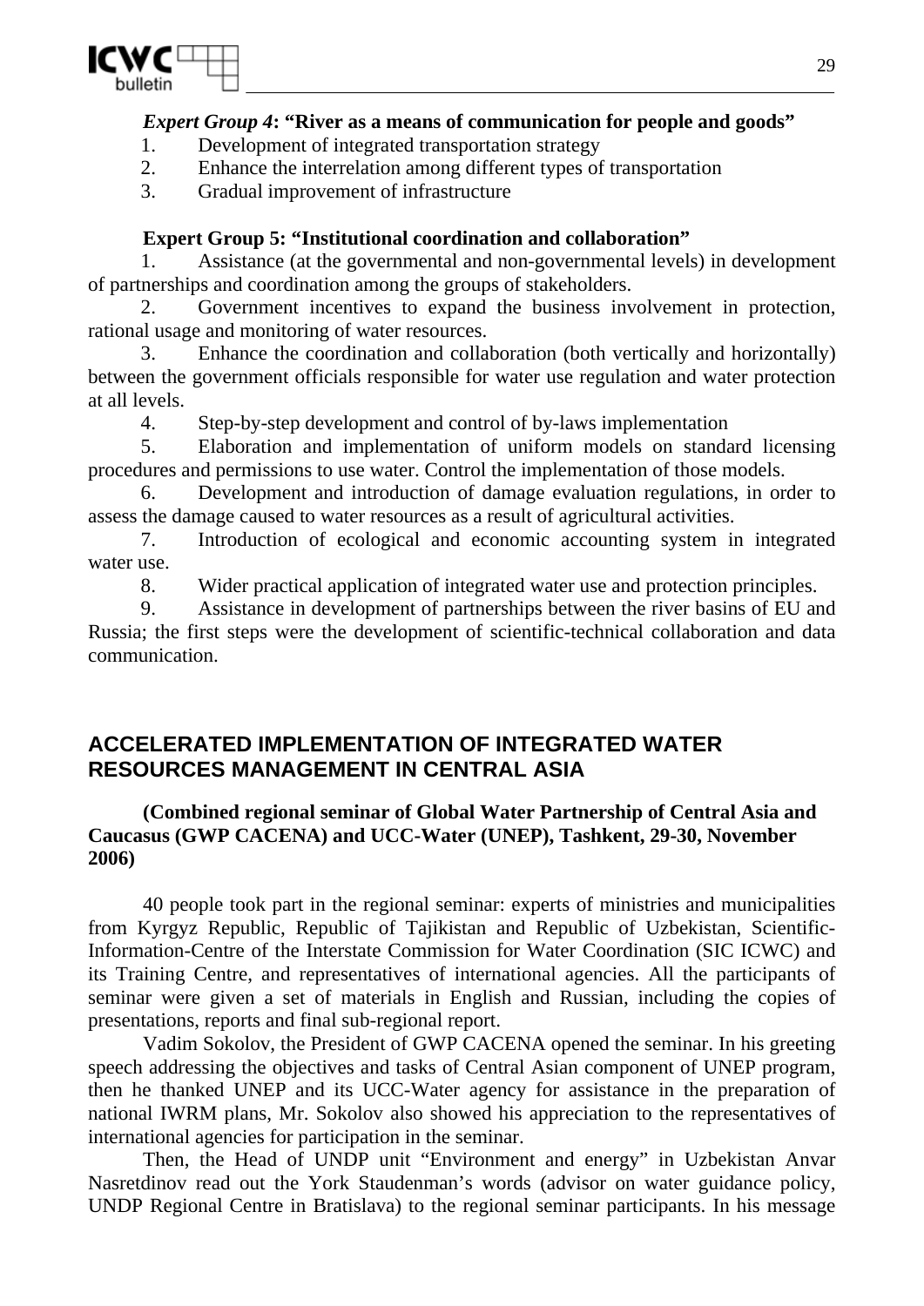***Expert Group 4*: "River as a means of communication for people and goods"**

1. Development of integrated transportation strategy
2. Enhance the interrelation among different types of transportation
3. Gradual improvement of infrastructure

**Expert Group 5: "Institutional coordination and collaboration"**

1. Assistance (at the governmental and non-governmental levels) in development of partnerships and coordination among the groups of stakeholders.
2. Government incentives to expand the business involvement in protection, rational usage and monitoring of water resources.
3. Enhance the coordination and collaboration (both vertically and horizontally) between the government officials responsible for water use regulation and water protection at all levels.
4. Step-by-step development and control of by-laws implementation
5. Elaboration and implementation of uniform models on standard licensing procedures and permissions to use water. Control the implementation of those models.
6. Development and introduction of damage evaluation regulations, in order to assess the damage caused to water resources as a result of agricultural activities.
7. Introduction of ecological and economic accounting system in integrated water use.
8. Wider practical application of integrated water use and protection principles.
9. Assistance in development of partnerships between the river basins of EU and Russia; the first steps were the development of scientific-technical collaboration and data communication.

## ACCELERATED IMPLEMENTATION OF INTEGRATED WATER RESOURCES MANAGEMENT IN CENTRAL ASIA

**(Combined regional seminar of Global Water Partnership of Central Asia and Caucasus (GWP CACENA) and UCC-Water (UNEP), Tashkent, 29-30, November 2006)**

40 people took part in the regional seminar: experts of ministries and municipalities from Kyrgyz Republic, Republic of Tajikistan and Republic of Uzbekistan, Scientific-Information-Centre of the Interstate Commission for Water Coordination (SIC ICWC) and its Training Centre, and representatives of international agencies. All the participants of seminar were given a set of materials in English and Russian, including the copies of presentations, reports and final sub-regional report.

Vadim Sokolov, the President of GWP CACENA opened the seminar. In his greeting speech addressing the objectives and tasks of Central Asian component of UNEP program, then he thanked UNEP and its UCC-Water agency for assistance in the preparation of national IWRM plans, Mr. Sokolov also showed his appreciation to the representatives of international agencies for participation in the seminar.

Then, the Head of UNDP unit "Environment and energy" in Uzbekistan Anvar Nasretdinov read out the York Staudenman's words (advisor on water guidance policy, UNDP Regional Centre in Bratislava) to the regional seminar participants. In his message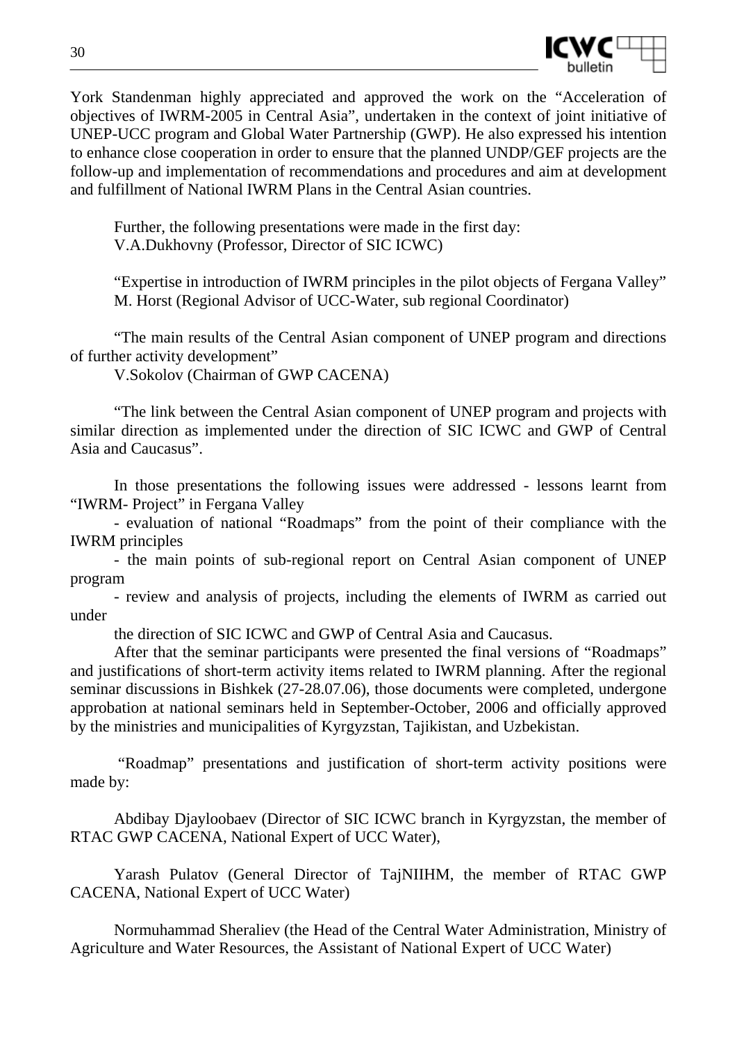York Standenman highly appreciated and approved the work on the "Acceleration of objectives of IWRM-2005 in Central Asia", undertaken in the context of joint initiative of UNEP-UCC program and Global Water Partnership (GWP). He also expressed his intention to enhance close cooperation in order to ensure that the planned UNDP/GEF projects are the follow-up and implementation of recommendations and procedures and aim at development and fulfillment of National IWRM Plans in the Central Asian countries.

Further, the following presentations were made in the first day:
V.A.Dukhovny (Professor, Director of SIC ICWC)

"Expertise in introduction of IWRM principles in the pilot objects of Fergana Valley"
M. Horst (Regional Advisor of UCC-Water, sub regional Coordinator)

"The main results of the Central Asian component of UNEP program and directions of further activity development"
V.Sokolov (Chairman of GWP CACENA)

"The link between the Central Asian component of UNEP program and projects with similar direction as implemented under the direction of SIC ICWC and GWP of Central Asia and Caucasus".

In those presentations the following issues were addressed - lessons learnt from "IWRM- Project" in Fergana Valley

- evaluation of national "Roadmaps" from the point of their compliance with the IWRM principles
- the main points of sub-regional report on Central Asian component of UNEP program
- review and analysis of projects, including the elements of IWRM as carried out under the direction of SIC ICWC and GWP of Central Asia and Caucasus.

After that the seminar participants were presented the final versions of "Roadmaps" and justifications of short-term activity items related to IWRM planning. After the regional seminar discussions in Bishkek (27-28.07.06), those documents were completed, undergone approbation at national seminars held in September-October, 2006 and officially approved by the ministries and municipalities of Kyrgyzstan, Tajikistan, and Uzbekistan.

"Roadmap" presentations and justification of short-term activity positions were made by:

Abdibay Djayloobaev (Director of SIC ICWC branch in Kyrgyzstan, the member of RTAC GWP CACENA, National Expert of UCC Water),

Yarash Pulatov (General Director of TajNIIHM, the member of RTAC GWP CACENA, National Expert of UCC Water)

Normuhammad Sheraliev (the Head of the Central Water Administration, Ministry of Agriculture and Water Resources, the Assistant of National Expert of UCC Water)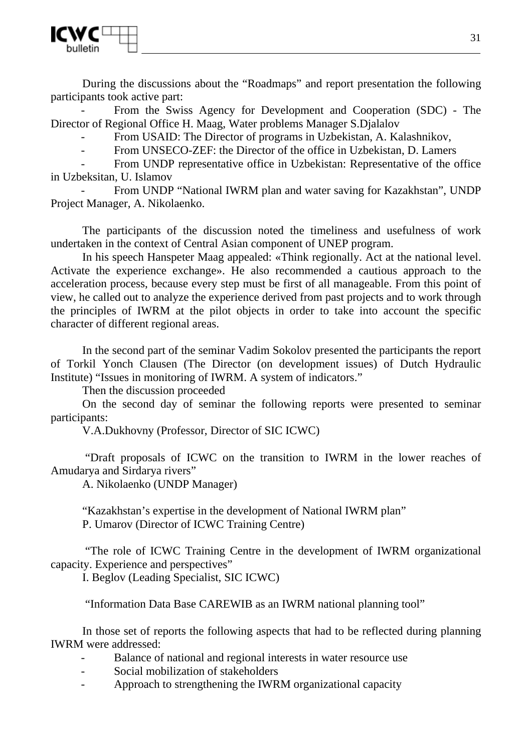During the discussions about the "Roadmaps" and report presentation the following participants took active part:

- From the Swiss Agency for Development and Cooperation (SDC) - The Director of Regional Office H. Maag, Water problems Manager S.Djalalov
- From USAID: The Director of programs in Uzbekistan, A. Kalashnikov,
- From UNSECO-ZEF: the Director of the office in Uzbekistan, D. Lamers
- From UNDP representative office in Uzbekistan: Representative of the office in Uzbeksitan, U. Islamov
- From UNDP "National IWRM plan and water saving for Kazakhstan", UNDP Project Manager, A. Nikolaenko.

The participants of the discussion noted the timeliness and usefulness of work undertaken in the context of Central Asian component of UNEP program.

In his speech Hanspeter Maag appealed: «Think regionally. Act at the national level. Activate the experience exchange». He also recommended a cautious approach to the acceleration process, because every step must be first of all manageable. From this point of view, he called out to analyze the experience derived from past projects and to work through the principles of IWRM at the pilot objects in order to take into account the specific character of different regional areas.

In the second part of the seminar Vadim Sokolov presented the participants the report of Torkil Yonch Clausen (The Director (on development issues) of Dutch Hydraulic Institute) "Issues in monitoring of IWRM. A system of indicators."

Then the discussion proceeded

On the second day of seminar the following reports were presented to seminar participants:

V.A.Dukhovny (Professor, Director of SIC ICWC)

"Draft proposals of ICWC on the transition to IWRM in the lower reaches of Amudarya and Sirdarya rivers"

A. Nikolaenko (UNDP Manager)

"Kazakhstan's expertise in the development of National IWRM plan"

P. Umarov (Director of ICWC Training Centre)

"The role of ICWC Training Centre in the development of IWRM organizational capacity. Experience and perspectives"

I. Beglov (Leading Specialist, SIC ICWC)

"Information Data Base CAREWIB as an IWRM national planning tool"

In those set of reports the following aspects that had to be reflected during planning IWRM were addressed:

- Balance of national and regional interests in water resource use
- Social mobilization of stakeholders
- Approach to strengthening the IWRM organizational capacity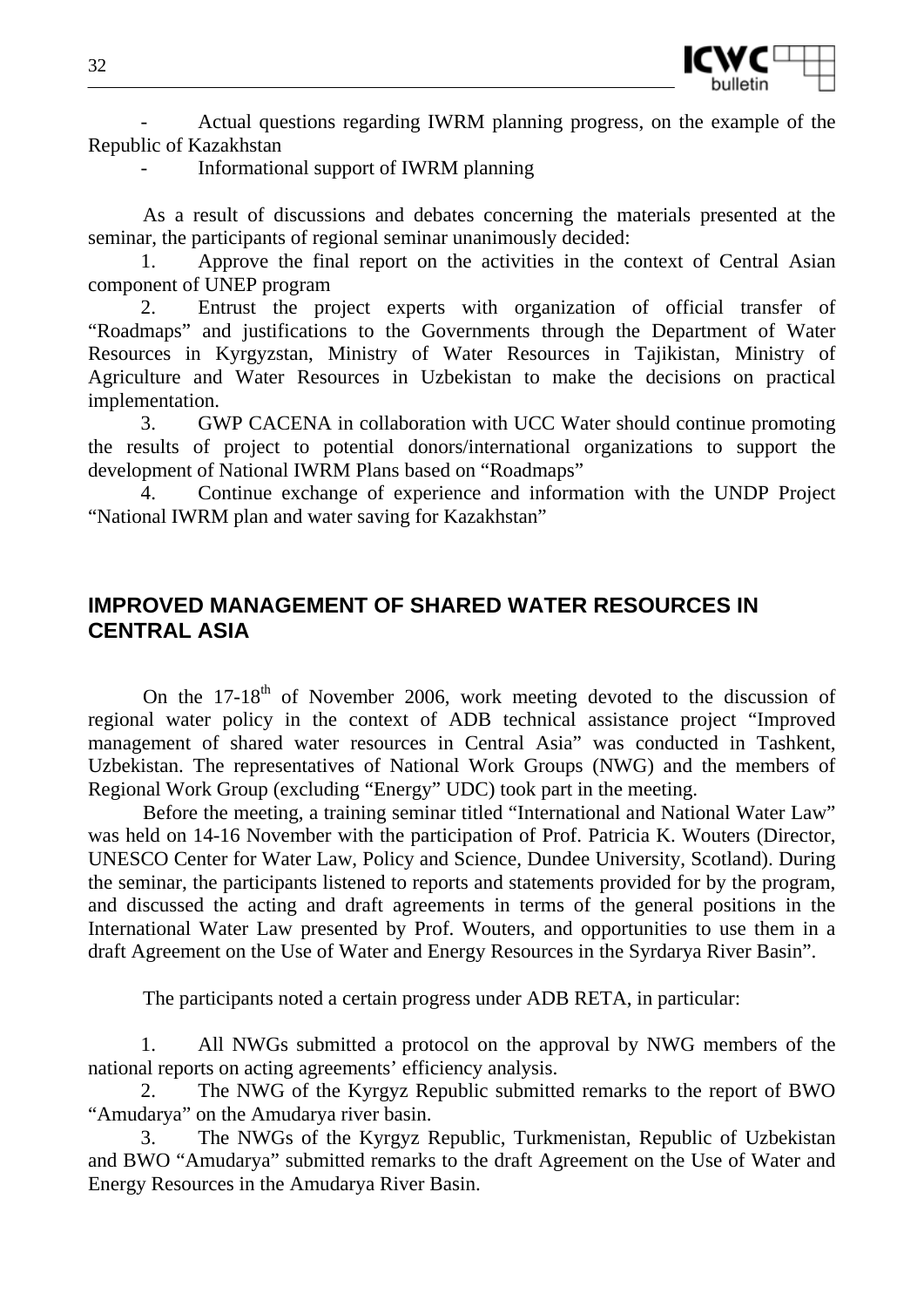- Actual questions regarding IWRM planning progress, on the example of the Republic of Kazakhstan
- Informational support of IWRM planning

As a result of discussions and debates concerning the materials presented at the seminar, the participants of regional seminar unanimously decided:

1. Approve the final report on the activities in the context of Central Asian component of UNEP program
2. Entrust the project experts with organization of official transfer of "Roadmaps" and justifications to the Governments through the Department of Water Resources in Kyrgyzstan, Ministry of Water Resources in Tajikistan, Ministry of Agriculture and Water Resources in Uzbekistan to make the decisions on practical implementation.
3. GWP CACENA in collaboration with UCC Water should continue promoting the results of project to potential donors/international organizations to support the development of National IWRM Plans based on "Roadmaps"
4. Continue exchange of experience and information with the UNDP Project "National IWRM plan and water saving for Kazakhstan"

## IMPROVED MANAGEMENT OF SHARED WATER RESOURCES IN CENTRAL ASIA

On the 17-18th of November 2006, work meeting devoted to the discussion of regional water policy in the context of ADB technical assistance project "Improved management of shared water resources in Central Asia" was conducted in Tashkent, Uzbekistan. The representatives of National Work Groups (NWG) and the members of Regional Work Group (excluding "Energy" UDC) took part in the meeting.

Before the meeting, a training seminar titled "International and National Water Law" was held on 14-16 November with the participation of Prof. Patricia K. Wouters (Director, UNESCO Center for Water Law, Policy and Science, Dundee University, Scotland). During the seminar, the participants listened to reports and statements provided for by the program, and discussed the acting and draft agreements in terms of the general positions in the International Water Law presented by Prof. Wouters, and opportunities to use them in a draft Agreement on the Use of Water and Energy Resources in the Syrdarya River Basin".

The participants noted a certain progress under ADB RETA, in particular:

1. All NWGs submitted a protocol on the approval by NWG members of the national reports on acting agreements' efficiency analysis.
2. The NWG of the Kyrgyz Republic submitted remarks to the report of BWO "Amudarya" on the Amudarya river basin.
3. The NWGs of the Kyrgyz Republic, Turkmenistan, Republic of Uzbekistan and BWO "Amudarya" submitted remarks to the draft Agreement on the Use of Water and Energy Resources in the Amudarya River Basin.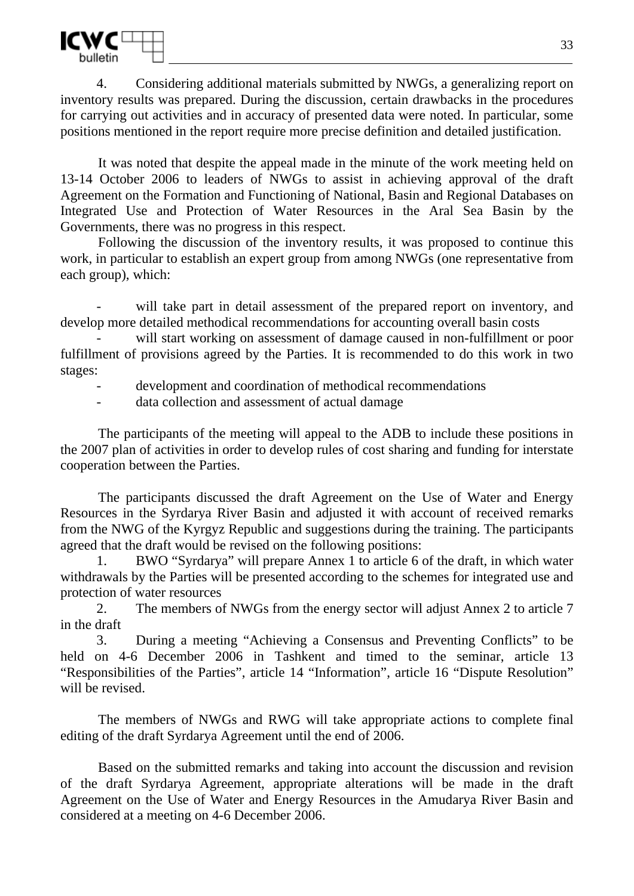4. Considering additional materials submitted by NWGs, a generalizing report on inventory results was prepared. During the discussion, certain drawbacks in the procedures for carrying out activities and in accuracy of presented data were noted. In particular, some positions mentioned in the report require more precise definition and detailed justification.

It was noted that despite the appeal made in the minute of the work meeting held on 13-14 October 2006 to leaders of NWGs to assist in achieving approval of the draft Agreement on the Formation and Functioning of National, Basin and Regional Databases on Integrated Use and Protection of Water Resources in the Aral Sea Basin by the Governments, there was no progress in this respect.

Following the discussion of the inventory results, it was proposed to continue this work, in particular to establish an expert group from among NWGs (one representative from each group), which:

- will take part in detail assessment of the prepared report on inventory, and develop more detailed methodical recommendations for accounting overall basin costs
- will start working on assessment of damage caused in non-fulfillment or poor fulfillment of provisions agreed by the Parties. It is recommended to do this work in two stages:
- development and coordination of methodical recommendations
- data collection and assessment of actual damage

The participants of the meeting will appeal to the ADB to include these positions in the 2007 plan of activities in order to develop rules of cost sharing and funding for interstate cooperation between the Parties.

The participants discussed the draft Agreement on the Use of Water and Energy Resources in the Syrdarya River Basin and adjusted it with account of received remarks from the NWG of the Kyrgyz Republic and suggestions during the training. The participants agreed that the draft would be revised on the following positions:

1. BWO "Syrdarya" will prepare Annex 1 to article 6 of the draft, in which water withdrawals by the Parties will be presented according to the schemes for integrated use and protection of water resources
2. The members of NWGs from the energy sector will adjust Annex 2 to article 7 in the draft
3. During a meeting "Achieving a Consensus and Preventing Conflicts" to be held on 4-6 December 2006 in Tashkent and timed to the seminar, article 13 "Responsibilities of the Parties", article 14 "Information", article 16 "Dispute Resolution" will be revised.

The members of NWGs and RWG will take appropriate actions to complete final editing of the draft Syrdarya Agreement until the end of 2006.

Based on the submitted remarks and taking into account the discussion and revision of the draft Syrdarya Agreement, appropriate alterations will be made in the draft Agreement on the Use of Water and Energy Resources in the Amudarya River Basin and considered at a meeting on 4-6 December 2006.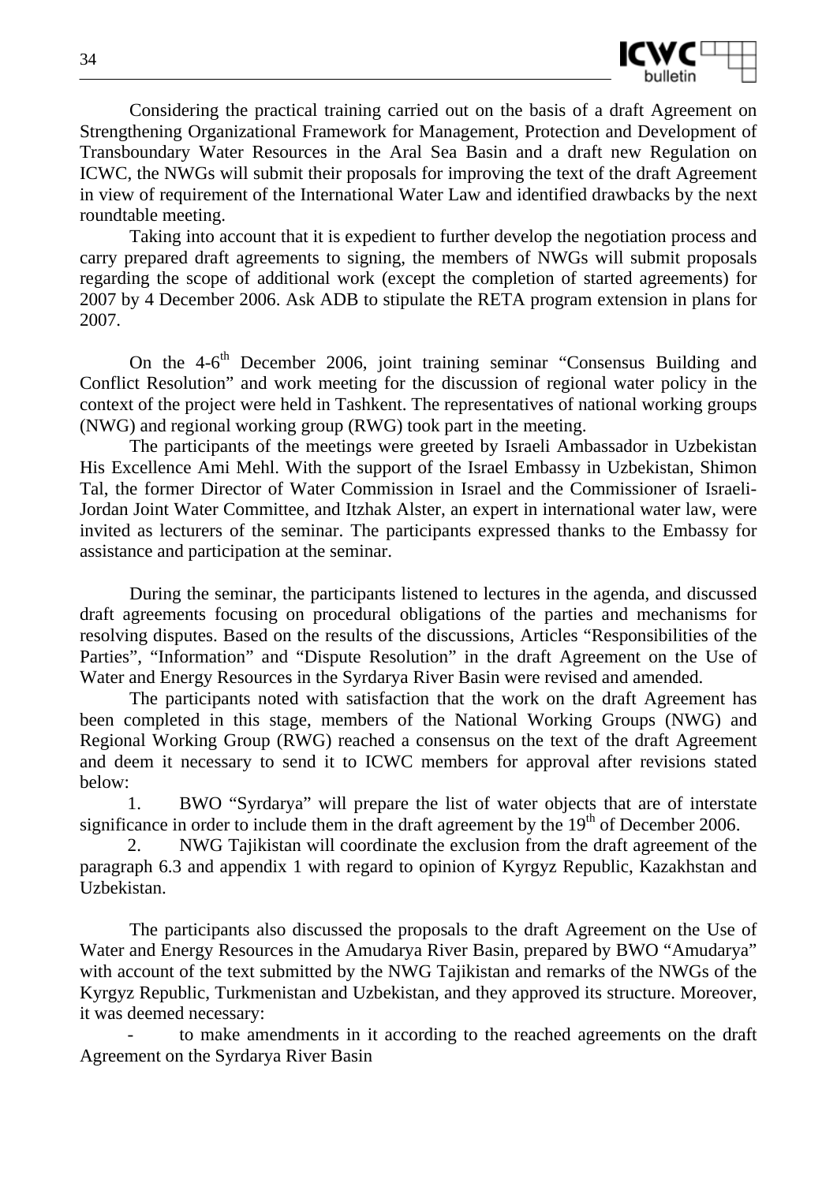Considering the practical training carried out on the basis of a draft Agreement on Strengthening Organizational Framework for Management, Protection and Development of Transboundary Water Resources in the Aral Sea Basin and a draft new Regulation on ICWC, the NWGs will submit their proposals for improving the text of the draft Agreement in view of requirement of the International Water Law and identified drawbacks by the next roundtable meeting.

Taking into account that it is expedient to further develop the negotiation process and carry prepared draft agreements to signing, the members of NWGs will submit proposals regarding the scope of additional work (except the completion of started agreements) for 2007 by 4 December 2006. Ask ADB to stipulate the RETA program extension in plans for 2007.

On the 4-6th December 2006, joint training seminar "Consensus Building and Conflict Resolution" and work meeting for the discussion of regional water policy in the context of the project were held in Tashkent. The representatives of national working groups (NWG) and regional working group (RWG) took part in the meeting.

The participants of the meetings were greeted by Israeli Ambassador in Uzbekistan His Excellence Ami Mehl. With the support of the Israel Embassy in Uzbekistan, Shimon Tal, the former Director of Water Commission in Israel and the Commissioner of Israeli-Jordan Joint Water Committee, and Itzhak Alster, an expert in international water law, were invited as lecturers of the seminar. The participants expressed thanks to the Embassy for assistance and participation at the seminar.

During the seminar, the participants listened to lectures in the agenda, and discussed draft agreements focusing on procedural obligations of the parties and mechanisms for resolving disputes. Based on the results of the discussions, Articles "Responsibilities of the Parties", "Information" and "Dispute Resolution" in the draft Agreement on the Use of Water and Energy Resources in the Syrdarya River Basin were revised and amended.

The participants noted with satisfaction that the work on the draft Agreement has been completed in this stage, members of the National Working Groups (NWG) and Regional Working Group (RWG) reached a consensus on the text of the draft Agreement and deem it necessary to send it to ICWC members for approval after revisions stated below:

1. BWO "Syrdarya" will prepare the list of water objects that are of interstate significance in order to include them in the draft agreement by the 19th of December 2006.
2. NWG Tajikistan will coordinate the exclusion from the draft agreement of the paragraph 6.3 and appendix 1 with regard to opinion of Kyrgyz Republic, Kazakhstan and Uzbekistan.

The participants also discussed the proposals to the draft Agreement on the Use of Water and Energy Resources in the Amudarya River Basin, prepared by BWO "Amudarya" with account of the text submitted by the NWG Tajikistan and remarks of the NWGs of the Kyrgyz Republic, Turkmenistan and Uzbekistan, and they approved its structure. Moreover, it was deemed necessary:

- to make amendments in it according to the reached agreements on the draft Agreement on the Syrdarya River Basin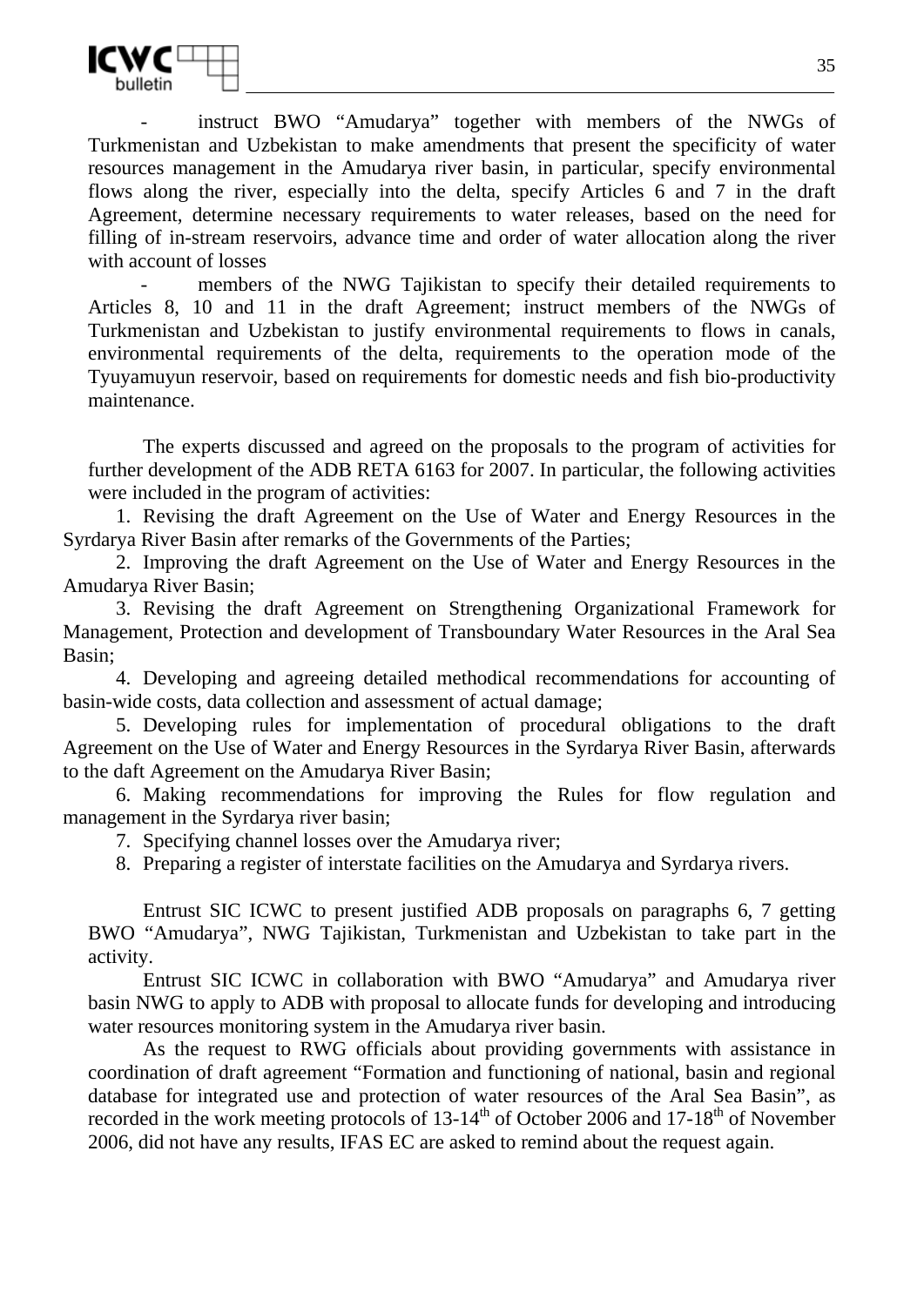- instruct BWO "Amudarya" together with members of the NWGs of Turkmenistan and Uzbekistan to make amendments that present the specificity of water resources management in the Amudarya river basin, in particular, specify environmental flows along the river, especially into the delta, specify Articles 6 and 7 in the draft Agreement, determine necessary requirements to water releases, based on the need for filling of in-stream reservoirs, advance time and order of water allocation along the river with account of losses
- members of the NWG Tajikistan to specify their detailed requirements to Articles 8, 10 and 11 in the draft Agreement; instruct members of the NWGs of Turkmenistan and Uzbekistan to justify environmental requirements to flows in canals, environmental requirements of the delta, requirements to the operation mode of the Tyuyamuyun reservoir, based on requirements for domestic needs and fish bio-productivity maintenance.

The experts discussed and agreed on the proposals to the program of activities for further development of the ADB RETA 6163 for 2007. In particular, the following activities were included in the program of activities:

1. Revising the draft Agreement on the Use of Water and Energy Resources in the Syrdarya River Basin after remarks of the Governments of the Parties;
2. Improving the draft Agreement on the Use of Water and Energy Resources in the Amudarya River Basin;
3. Revising the draft Agreement on Strengthening Organizational Framework for Management, Protection and development of Transboundary Water Resources in the Aral Sea Basin;
4. Developing and agreeing detailed methodical recommendations for accounting of basin-wide costs, data collection and assessment of actual damage;
5. Developing rules for implementation of procedural obligations to the draft Agreement on the Use of Water and Energy Resources in the Syrdarya River Basin, afterwards to the daft Agreement on the Amudarya River Basin;
6. Making recommendations for improving the Rules for flow regulation and management in the Syrdarya river basin;
7. Specifying channel losses over the Amudarya river;
8. Preparing a register of interstate facilities on the Amudarya and Syrdarya rivers.

Entrust SIC ICWC to present justified ADB proposals on paragraphs 6, 7 getting BWO "Amudarya", NWG Tajikistan, Turkmenistan and Uzbekistan to take part in the activity.

Entrust SIC ICWC in collaboration with BWO "Amudarya" and Amudarya river basin NWG to apply to ADB with proposal to allocate funds for developing and introducing water resources monitoring system in the Amudarya river basin.

As the request to RWG officials about providing governments with assistance in coordination of draft agreement "Formation and functioning of national, basin and regional database for integrated use and protection of water resources of the Aral Sea Basin", as recorded in the work meeting protocols of 13-14th of October 2006 and 17-18th of November 2006, did not have any results, IFAS EC are asked to remind about the request again.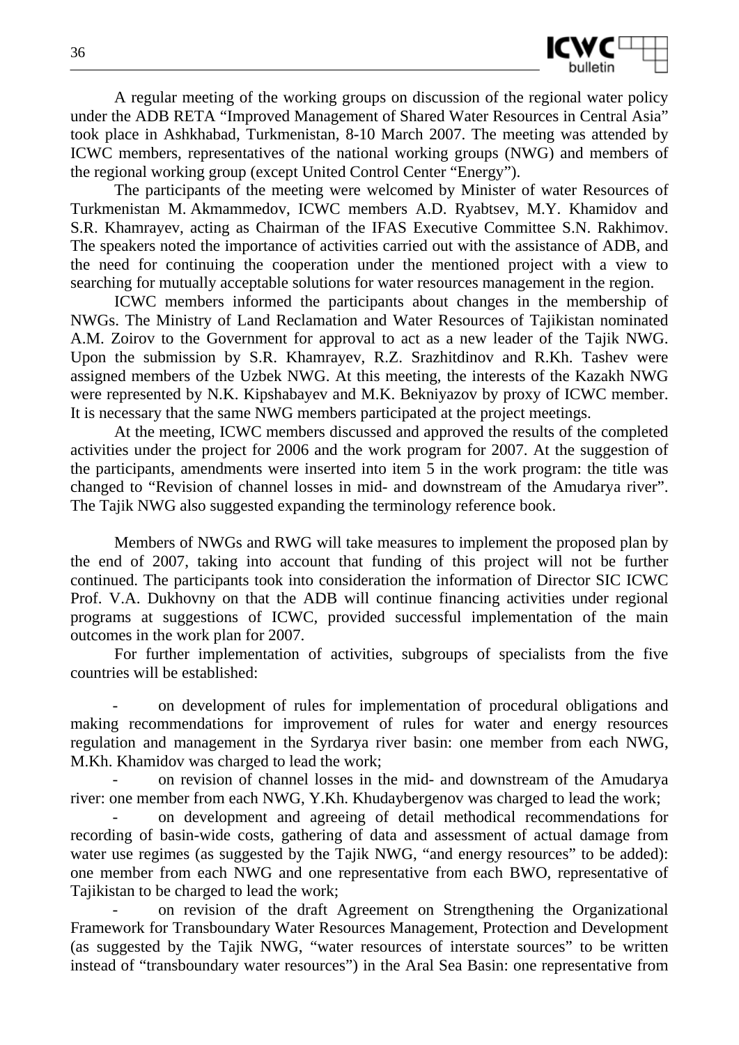A regular meeting of the working groups on discussion of the regional water policy under the ADB RETA "Improved Management of Shared Water Resources in Central Asia" took place in Ashkhabad, Turkmenistan, 8-10 March 2007. The meeting was attended by ICWC members, representatives of the national working groups (NWG) and members of the regional working group (except United Control Center "Energy").

The participants of the meeting were welcomed by Minister of water Resources of Turkmenistan M. Akmammedov, ICWC members A.D. Ryabtsev, M.Y. Khamidov and S.R. Khamrayev, acting as Chairman of the IFAS Executive Committee S.N. Rakhimov. The speakers noted the importance of activities carried out with the assistance of ADB, and the need for continuing the cooperation under the mentioned project with a view to searching for mutually acceptable solutions for water resources management in the region.

ICWC members informed the participants about changes in the membership of NWGs. The Ministry of Land Reclamation and Water Resources of Tajikistan nominated A.M. Zoirov to the Government for approval to act as a new leader of the Tajik NWG. Upon the submission by S.R. Khamrayev, R.Z. Srazhitdinov and R.Kh. Tashev were assigned members of the Uzbek NWG. At this meeting, the interests of the Kazakh NWG were represented by N.K. Kipshabayev and M.K. Bekniyazov by proxy of ICWC member. It is necessary that the same NWG members participated at the project meetings.

At the meeting, ICWC members discussed and approved the results of the completed activities under the project for 2006 and the work program for 2007. At the suggestion of the participants, amendments were inserted into item 5 in the work program: the title was changed to "Revision of channel losses in mid- and downstream of the Amudarya river". The Tajik NWG also suggested expanding the terminology reference book.

Members of NWGs and RWG will take measures to implement the proposed plan by the end of 2007, taking into account that funding of this project will not be further continued. The participants took into consideration the information of Director SIC ICWC Prof. V.A. Dukhovny on that the ADB will continue financing activities under regional programs at suggestions of ICWC, provided successful implementation of the main outcomes in the work plan for 2007.

For further implementation of activities, subgroups of specialists from the five countries will be established:

- on development of rules for implementation of procedural obligations and making recommendations for improvement of rules for water and energy resources regulation and management in the Syrdarya river basin: one member from each NWG, M.Kh. Khamidov was charged to lead the work;
- on revision of channel losses in the mid- and downstream of the Amudarya river: one member from each NWG, Y.Kh. Khudaybergenov was charged to lead the work;
- on development and agreeing of detail methodical recommendations for recording of basin-wide costs, gathering of data and assessment of actual damage from water use regimes (as suggested by the Tajik NWG, "and energy resources" to be added): one member from each NWG and one representative from each BWO, representative of Tajikistan to be charged to lead the work;
- on revision of the draft Agreement on Strengthening the Organizational Framework for Transboundary Water Resources Management, Protection and Development (as suggested by the Tajik NWG, "water resources of interstate sources" to be written instead of "transboundary water resources") in the Aral Sea Basin: one representative from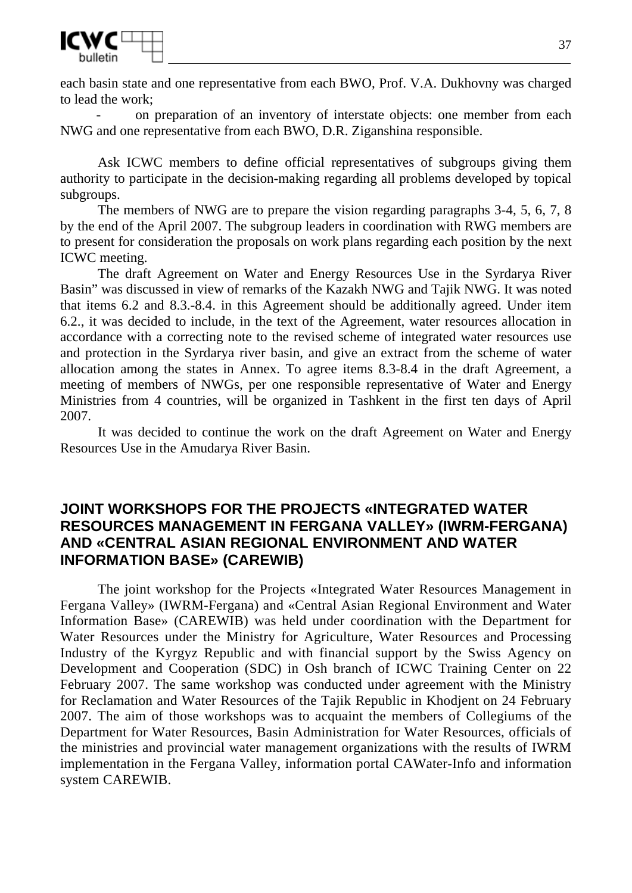each basin state and one representative from each BWO, Prof. V.A. Dukhovny was charged to lead the work;

- on preparation of an inventory of interstate objects: one member from each NWG and one representative from each BWO, D.R. Ziganshina responsible.

Ask ICWC members to define official representatives of subgroups giving them authority to participate in the decision-making regarding all problems developed by topical subgroups.

The members of NWG are to prepare the vision regarding paragraphs 3-4, 5, 6, 7, 8 by the end of the April 2007. The subgroup leaders in coordination with RWG members are to present for consideration the proposals on work plans regarding each position by the next ICWC meeting.

The draft Agreement on Water and Energy Resources Use in the Syrdarya River Basin" was discussed in view of remarks of the Kazakh NWG and Tajik NWG. It was noted that items 6.2 and 8.3.-8.4. in this Agreement should be additionally agreed. Under item 6.2., it was decided to include, in the text of the Agreement, water resources allocation in accordance with a correcting note to the revised scheme of integrated water resources use and protection in the Syrdarya river basin, and give an extract from the scheme of water allocation among the states in Annex. To agree items 8.3-8.4 in the draft Agreement, a meeting of members of NWGs, per one responsible representative of Water and Energy Ministries from 4 countries, will be organized in Tashkent in the first ten days of April 2007.

It was decided to continue the work on the draft Agreement on Water and Energy Resources Use in the Amudarya River Basin.

## JOINT WORKSHOPS FOR THE PROJECTS «INTEGRATED WATER RESOURCES MANAGEMENT IN FERGANA VALLEY» (IWRM-FERGANA) AND «CENTRAL ASIAN REGIONAL ENVIRONMENT AND WATER INFORMATION BASE» (CAREWIB)

The joint workshop for the Projects «Integrated Water Resources Management in Fergana Valley» (IWRM-Fergana) and «Central Asian Regional Environment and Water Information Base» (CAREWIB) was held under coordination with the Department for Water Resources under the Ministry for Agriculture, Water Resources and Processing Industry of the Kyrgyz Republic and with financial support by the Swiss Agency on Development and Cooperation (SDC) in Osh branch of ICWC Training Center on 22 February 2007. The same workshop was conducted under agreement with the Ministry for Reclamation and Water Resources of the Tajik Republic in Khodjent on 24 February 2007. The aim of those workshops was to acquaint the members of Collegiums of the Department for Water Resources, Basin Administration for Water Resources, officials of the ministries and provincial water management organizations with the results of IWRM implementation in the Fergana Valley, information portal CAWater-Info and information system CAREWIB.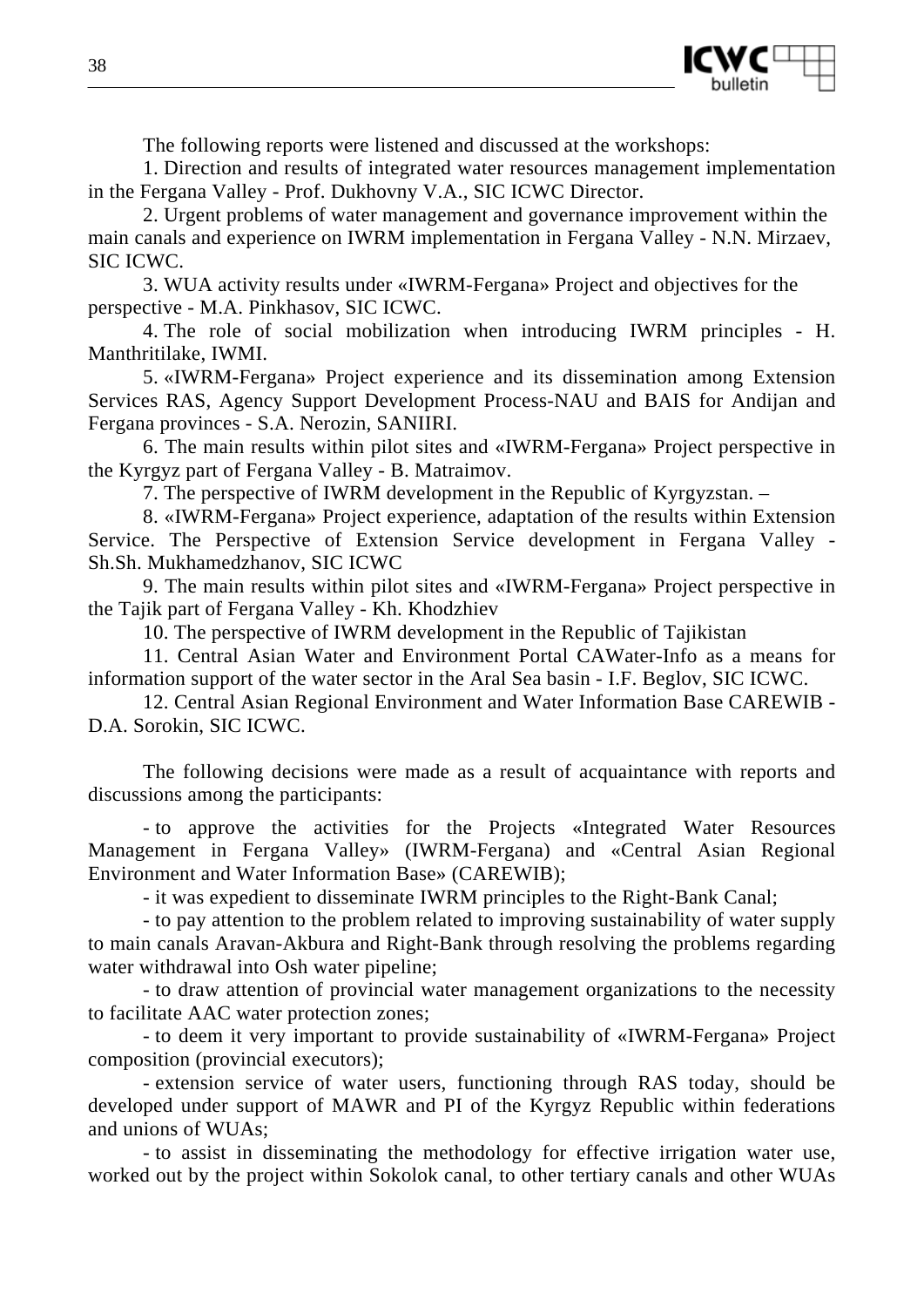The following reports were listened and discussed at the workshops:

1. Direction and results of integrated water resources management implementation in the Fergana Valley - Prof. Dukhovny V.A., SIC ICWC Director.

2. Urgent problems of water management and governance improvement within the main canals and experience on IWRM implementation in Fergana Valley - N.N. Mirzaev, SIC ICWC.

3. WUA activity results under «IWRM-Fergana» Project and objectives for the perspective - M.A. Pinkhasov, SIC ICWC.

4. The role of social mobilization when introducing IWRM principles - H. Manthritilake, IWMI.

5. «IWRM-Fergana» Project experience and its dissemination among Extension Services RAS, Agency Support Development Process-NAU and BAIS for Andijan and Fergana provinces - S.A. Nerozin, SANIIRI.

6. The main results within pilot sites and «IWRM-Fergana» Project perspective in the Kyrgyz part of Fergana Valley - B. Matraimov.

7. The perspective of IWRM development in the Republic of Kyrgyzstan. –

8. «IWRM-Fergana» Project experience, adaptation of the results within Extension Service. The Perspective of Extension Service development in Fergana Valley - Sh.Sh. Mukhamedzhanov, SIC ICWC

9. The main results within pilot sites and «IWRM-Fergana» Project perspective in the Tajik part of Fergana Valley - Kh. Khodzhiev

10. The perspective of IWRM development in the Republic of Tajikistan

11. Central Asian Water and Environment Portal CAWater-Info as a means for information support of the water sector in the Aral Sea basin - I.F. Beglov, SIC ICWC.

12. Central Asian Regional Environment and Water Information Base CAREWIB - D.A. Sorokin, SIC ICWC.

The following decisions were made as a result of acquaintance with reports and discussions among the participants:

- to approve the activities for the Projects «Integrated Water Resources Management in Fergana Valley» (IWRM-Fergana) and «Central Asian Regional Environment and Water Information Base» (CAREWIB);

- it was expedient to disseminate IWRM principles to the Right-Bank Canal;

- to pay attention to the problem related to improving sustainability of water supply to main canals Aravan-Akbura and Right-Bank through resolving the problems regarding water withdrawal into Osh water pipeline;

- to draw attention of provincial water management organizations to the necessity to facilitate AAC water protection zones;

- to deem it very important to provide sustainability of «IWRM-Fergana» Project composition (provincial executors);

- extension service of water users, functioning through RAS today, should be developed under support of MAWR and PI of the Kyrgyz Republic within federations and unions of WUAs;

- to assist in disseminating the methodology for effective irrigation water use, worked out by the project within Sokolok canal, to other tertiary canals and other WUAs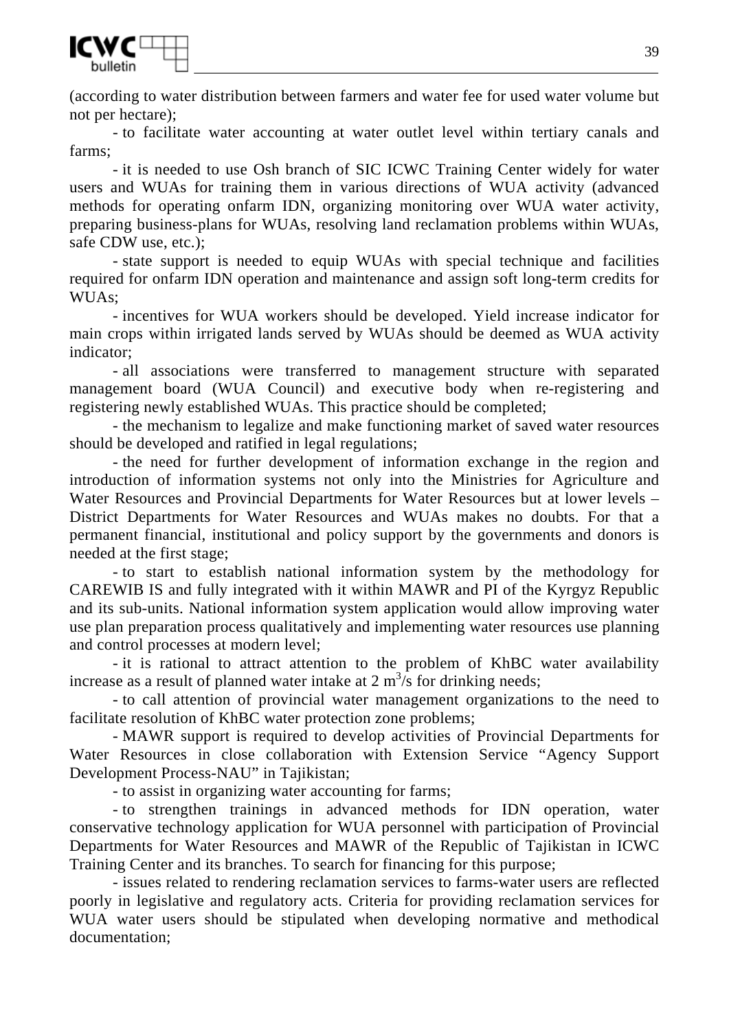(according to water distribution between farmers and water fee for used water volume but not per hectare);

- to facilitate water accounting at water outlet level within tertiary canals and farms;
- it is needed to use Osh branch of SIC ICWC Training Center widely for water users and WUAs for training them in various directions of WUA activity (advanced methods for operating onfarm IDN, organizing monitoring over WUA water activity, preparing business-plans for WUAs, resolving land reclamation problems within WUAs, safe CDW use, etc.);
- state support is needed to equip WUAs with special technique and facilities required for onfarm IDN operation and maintenance and assign soft long-term credits for WUAs;
- incentives for WUA workers should be developed. Yield increase indicator for main crops within irrigated lands served by WUAs should be deemed as WUA activity indicator;
- all associations were transferred to management structure with separated management board (WUA Council) and executive body when re-registering and registering newly established WUAs. This practice should be completed;
- the mechanism to legalize and make functioning market of saved water resources should be developed and ratified in legal regulations;
- the need for further development of information exchange in the region and introduction of information systems not only into the Ministries for Agriculture and Water Resources and Provincial Departments for Water Resources but at lower levels – District Departments for Water Resources and WUAs makes no doubts. For that a permanent financial, institutional and policy support by the governments and donors is needed at the first stage;
- to start to establish national information system by the methodology for CAREWIB IS and fully integrated with it within MAWR and PI of the Kyrgyz Republic and its sub-units. National information system application would allow improving water use plan preparation process qualitatively and implementing water resources use planning and control processes at modern level;
- it is rational to attract attention to the problem of KhBC water availability increase as a result of planned water intake at 2 $m^3/s$ for drinking needs;
- to call attention of provincial water management organizations to the need to facilitate resolution of KhBC water protection zone problems;
- MAWR support is required to develop activities of Provincial Departments for Water Resources in close collaboration with Extension Service "Agency Support Development Process-NAU" in Tajikistan;
- to assist in organizing water accounting for farms;
- to strengthen trainings in advanced methods for IDN operation, water conservative technology application for WUA personnel with participation of Provincial Departments for Water Resources and MAWR of the Republic of Tajikistan in ICWC Training Center and its branches. To search for financing for this purpose;
- issues related to rendering reclamation services to farms-water users are reflected poorly in legislative and regulatory acts. Criteria for providing reclamation services for WUA water users should be stipulated when developing normative and methodical documentation;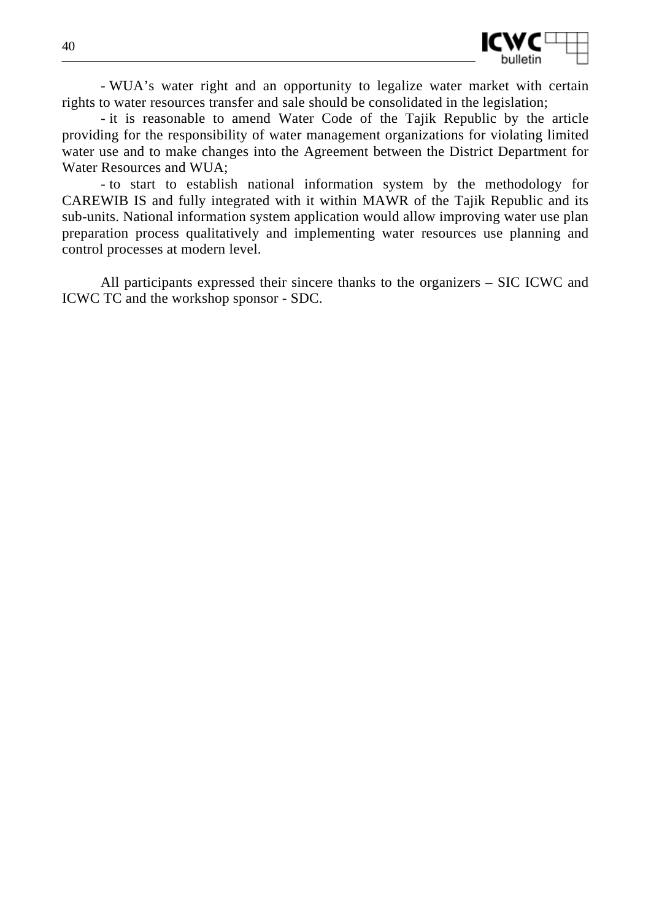- WUA's water right and an opportunity to legalize water market with certain rights to water resources transfer and sale should be consolidated in the legislation;

- it is reasonable to amend Water Code of the Tajik Republic by the article providing for the responsibility of water management organizations for violating limited water use and to make changes into the Agreement between the District Department for Water Resources and WUA;

- to start to establish national information system by the methodology for CAREWIB IS and fully integrated with it within MAWR of the Tajik Republic and its sub-units. National information system application would allow improving water use plan preparation process qualitatively and implementing water resources use planning and control processes at modern level.

All participants expressed their sincere thanks to the organizers – SIC ICWC and ICWC TC and the workshop sponsor - SDC.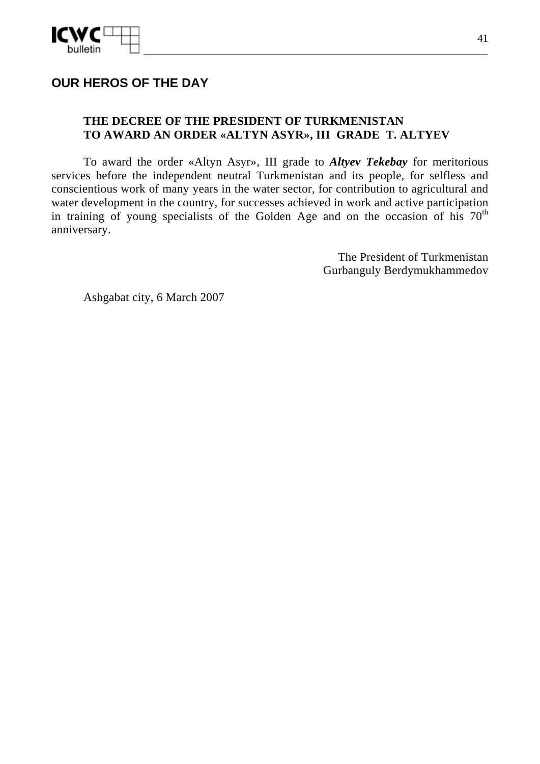## OUR HEROS OF THE DAY

### THE DECREE OF THE PRESIDENT OF TURKMENISTAN TO AWARD AN ORDER «ALTYN ASYR», III GRADE T. ALTYEV

To award the order «Altyn Asyr», III grade to ***Altyev Tekebay*** for meritorious services before the independent neutral Turkmenistan and its people, for selfless and conscientious work of many years in the water sector, for contribution to agricultural and water development in the country, for successes achieved in work and active participation in training of young specialists of the Golden Age and on the occasion of his 70th anniversary.

The President of Turkmenistan
Gurbanguly Berdymukhammedov

Ashgabat city, 6 March 2007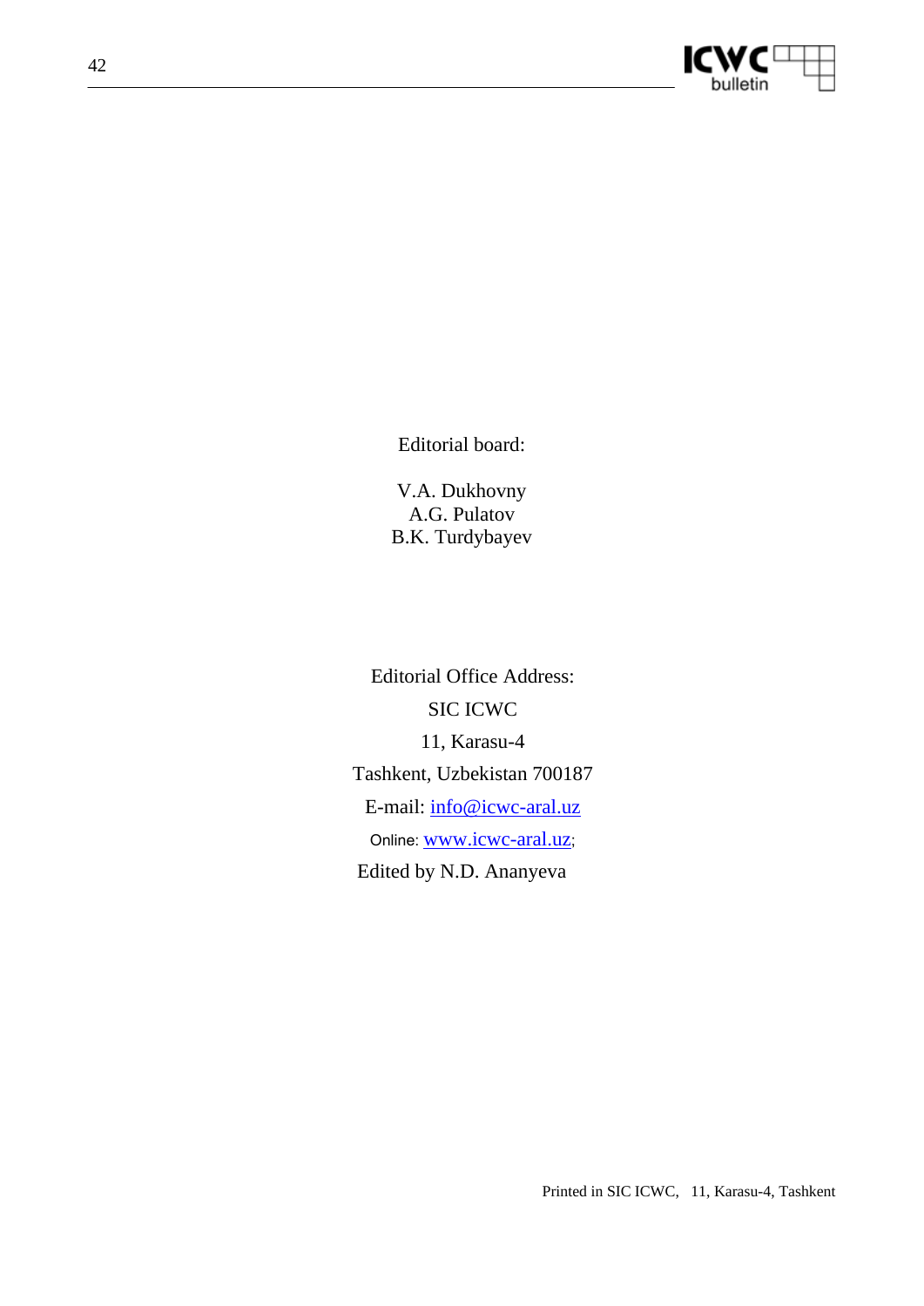Editorial board:

V.A. Dukhovny
A.G. Pulatov
B.K. Turdybayev

Editorial Office Address:

SIC ICWC

11, Karasu-4

Tashkent, Uzbekistan 700187

E-mail: info@icwc-aral.uz

Online: www.icwc-aral.uz;

Edited by N.D. Ananyeva

Printed in SIC ICWC, 11, Karasu-4, Tashkent